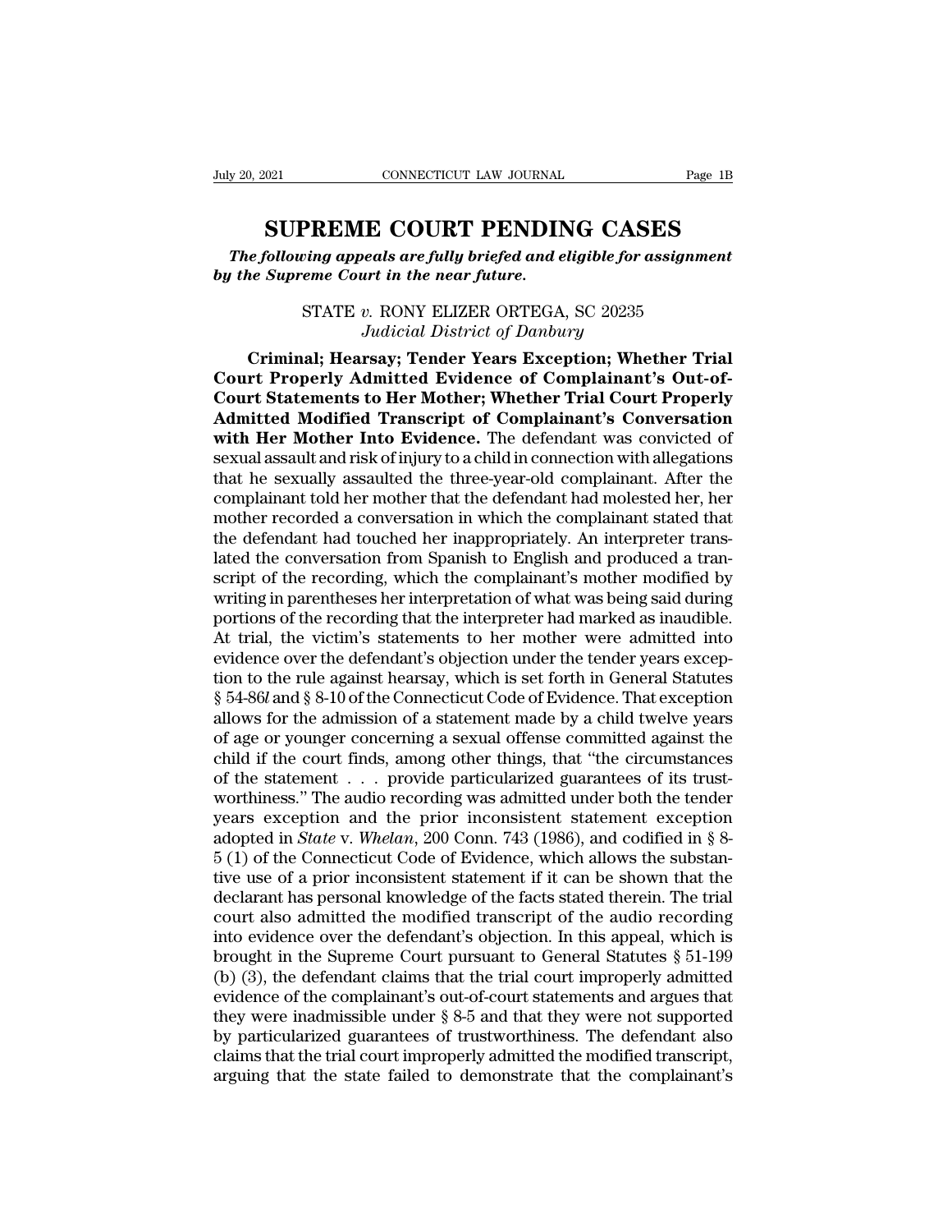# SUPREME COURT PENDING CASES

***The following appeals are fully briefed and eligible for assignment by the Supreme Court in the near future.***

STATE *v.* RONY ELIZER ORTEGA, SC 20235
*Judicial District of Danbury*

**Criminal; Hearsay; Tender Years Exception; Whether Trial Court Properly Admitted Evidence of Complainant's Out-of-Court Statements to Her Mother; Whether Trial Court Properly Admitted Modified Transcript of Complainant's Conversation with Her Mother Into Evidence.** The defendant was convicted of sexual assault and risk of injury to a child in connection with allegations that he sexually assaulted the three-year-old complainant. After the complainant told her mother that the defendant had molested her, her mother recorded a conversation in which the complainant stated that the defendant had touched her inappropriately. An interpreter translated the conversation from Spanish to English and produced a transcript of the recording, which the complainant's mother modified by writing in parentheses her interpretation of what was being said during portions of the recording that the interpreter had marked as inaudible. At trial, the victim's statements to her mother were admitted into evidence over the defendant's objection under the tender years exception to the rule against hearsay, which is set forth in General Statutes § 54-86*l* and § 8-10 of the Connecticut Code of Evidence. That exception allows for the admission of a statement made by a child twelve years of age or younger concerning a sexual offense committed against the child if the court finds, among other things, that "the circumstances of the statement . . . provide particularized guarantees of its trustworthiness." The audio recording was admitted under both the tender years exception and the prior inconsistent statement exception adopted in *State* v. *Whelan*, 200 Conn. 743 (1986), and codified in § 8-5 (1) of the Connecticut Code of Evidence, which allows the substantive use of a prior inconsistent statement if it can be shown that the declarant has personal knowledge of the facts stated therein. The trial court also admitted the modified transcript of the audio recording into evidence over the defendant's objection. In this appeal, which is brought in the Supreme Court pursuant to General Statutes § 51-199 (b) (3), the defendant claims that the trial court improperly admitted evidence of the complainant's out-of-court statements and argues that they were inadmissible under § 8-5 and that they were not supported by particularized guarantees of trustworthiness. The defendant also claims that the trial court improperly admitted the modified transcript, arguing that the state failed to demonstrate that the complainant's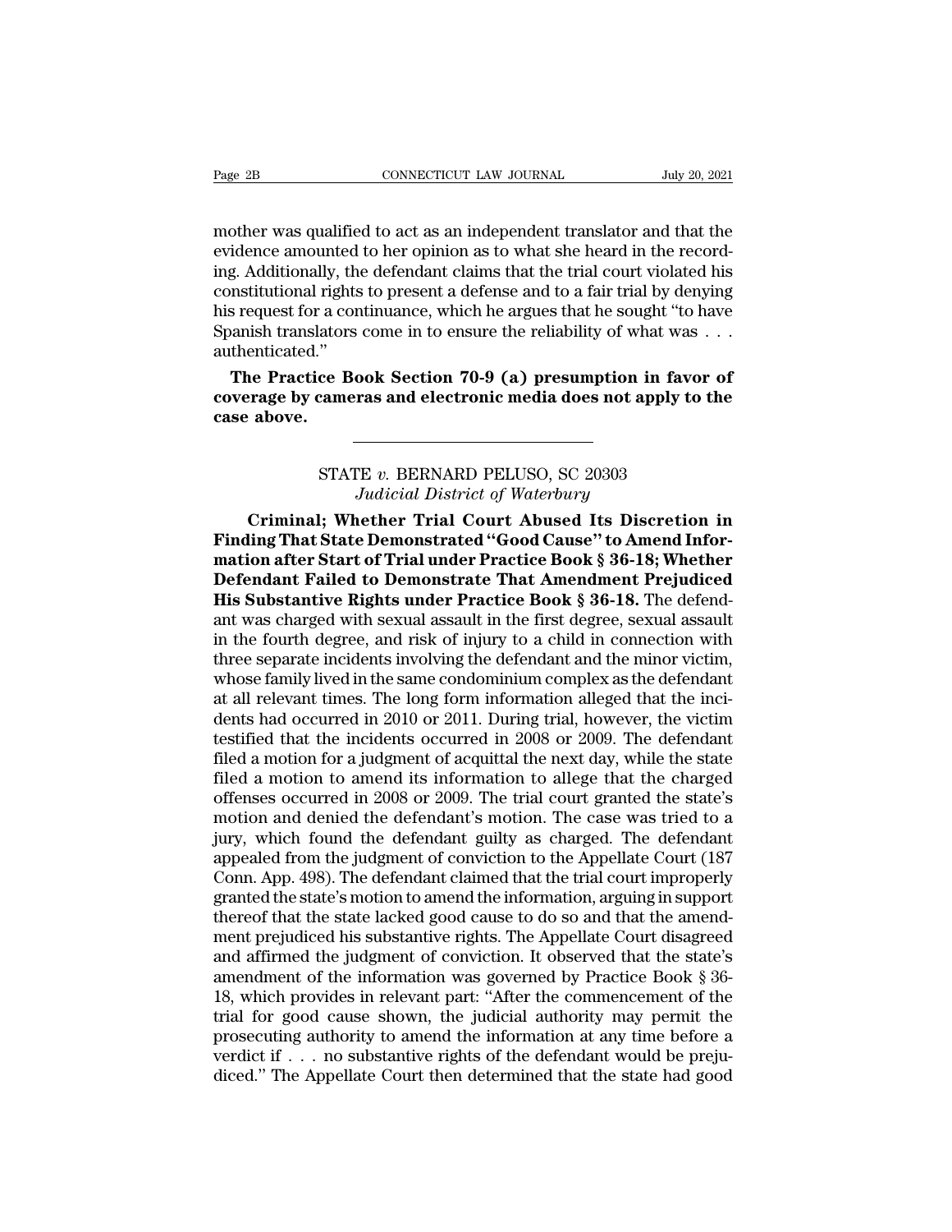mother was qualified to act as an independent translator and that the evidence amounted to her opinion as to what she heard in the recording. Additionally, the defendant claims that the trial court violated his constitutional rights to present a defense and to a fair trial by denying his request for a continuance, which he argues that he sought "to have Spanish translators come in to ensure the reliability of what was . . . authenticated."

**The Practice Book Section 70-9 (a) presumption in favor of coverage by cameras and electronic media does not apply to the case above.**

---

STATE *v.* BERNARD PELUSO, SC 20303
*Judicial District of Waterbury*

**Criminal; Whether Trial Court Abused Its Discretion in Finding That State Demonstrated "Good Cause" to Amend Information after Start of Trial under Practice Book § 36-18; Whether Defendant Failed to Demonstrate That Amendment Prejudiced His Substantive Rights under Practice Book § 36-18.** The defendant was charged with sexual assault in the first degree, sexual assault in the fourth degree, and risk of injury to a child in connection with three separate incidents involving the defendant and the minor victim, whose family lived in the same condominium complex as the defendant at all relevant times. The long form information alleged that the incidents had occurred in 2010 or 2011. During trial, however, the victim testified that the incidents occurred in 2008 or 2009. The defendant filed a motion for a judgment of acquittal the next day, while the state filed a motion to amend its information to allege that the charged offenses occurred in 2008 or 2009. The trial court granted the state's motion and denied the defendant's motion. The case was tried to a jury, which found the defendant guilty as charged. The defendant appealed from the judgment of conviction to the Appellate Court (187 Conn. App. 498). The defendant claimed that the trial court improperly granted the state's motion to amend the information, arguing in support thereof that the state lacked good cause to do so and that the amendment prejudiced his substantive rights. The Appellate Court disagreed and affirmed the judgment of conviction. It observed that the state's amendment of the information was governed by Practice Book § 36-18, which provides in relevant part: "After the commencement of the trial for good cause shown, the judicial authority may permit the prosecuting authority to amend the information at any time before a verdict if . . . no substantive rights of the defendant would be prejudiced." The Appellate Court then determined that the state had good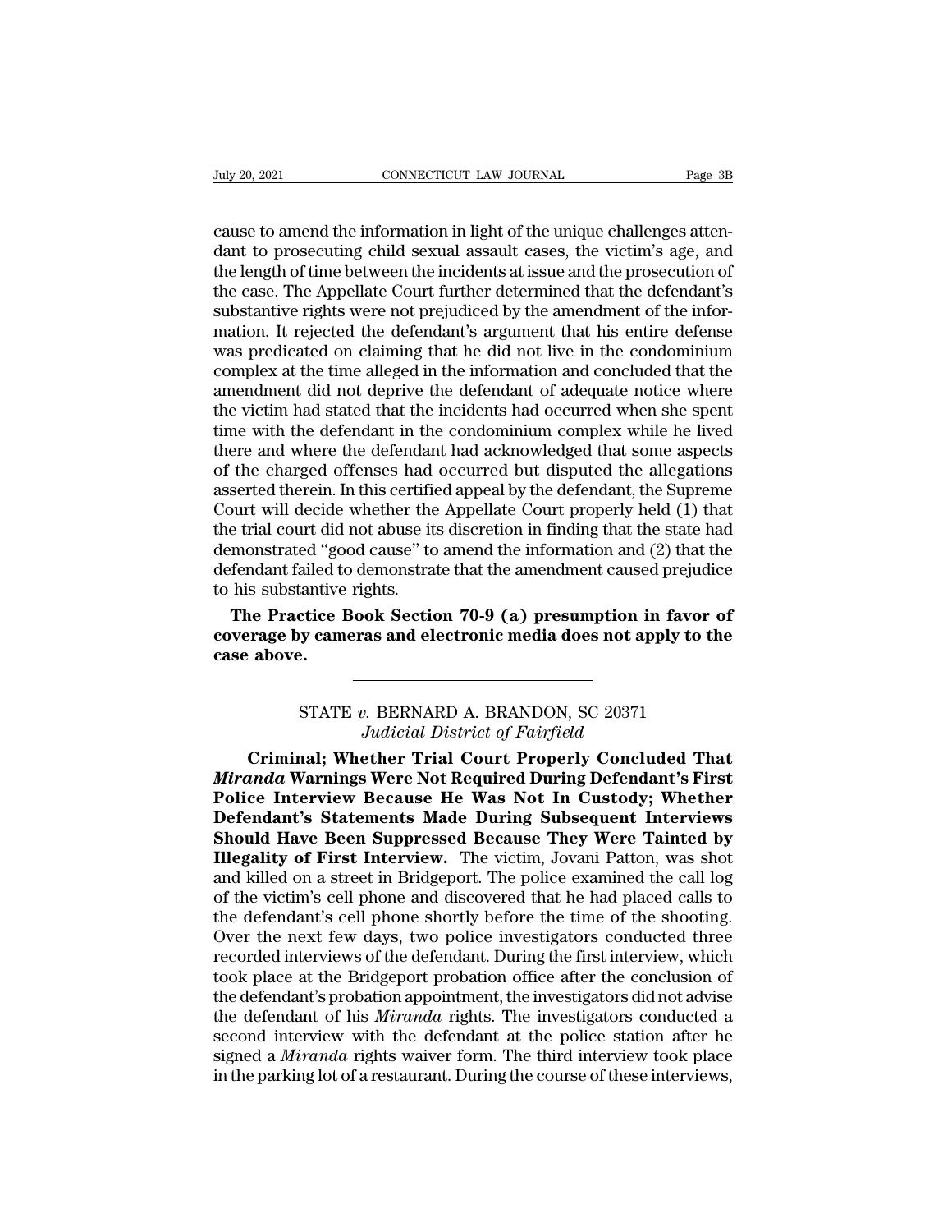cause to amend the information in light of the unique challenges attendant to prosecuting child sexual assault cases, the victim's age, and the length of time between the incidents at issue and the prosecution of the case. The Appellate Court further determined that the defendant's substantive rights were not prejudiced by the amendment of the information. It rejected the defendant's argument that his entire defense was predicated on claiming that he did not live in the condominium complex at the time alleged in the information and concluded that the amendment did not deprive the defendant of adequate notice where the victim had stated that the incidents had occurred when she spent time with the defendant in the condominium complex while he lived there and where the defendant had acknowledged that some aspects of the charged offenses had occurred but disputed the allegations asserted therein. In this certified appeal by the defendant, the Supreme Court will decide whether the Appellate Court properly held (1) that the trial court did not abuse its discretion in finding that the state had demonstrated "good cause" to amend the information and (2) that the defendant failed to demonstrate that the amendment caused prejudice to his substantive rights.

**The Practice Book Section 70-9 (a) presumption in favor of coverage by cameras and electronic media does not apply to the case above.**

---

STATE *v.* BERNARD A. BRANDON, SC 20371
*Judicial District of Fairfield*

**Criminal; Whether Trial Court Properly Concluded That *Miranda* Warnings Were Not Required During Defendant's First Police Interview Because He Was Not In Custody; Whether Defendant's Statements Made During Subsequent Interviews Should Have Been Suppressed Because They Were Tainted by Illegality of First Interview.** The victim, Jovani Patton, was shot and killed on a street in Bridgeport. The police examined the call log of the victim's cell phone and discovered that he had placed calls to the defendant's cell phone shortly before the time of the shooting. Over the next few days, two police investigators conducted three recorded interviews of the defendant. During the first interview, which took place at the Bridgeport probation office after the conclusion of the defendant's probation appointment, the investigators did not advise the defendant of his *Miranda* rights. The investigators conducted a second interview with the defendant at the police station after he signed a *Miranda* rights waiver form. The third interview took place in the parking lot of a restaurant. During the course of these interviews,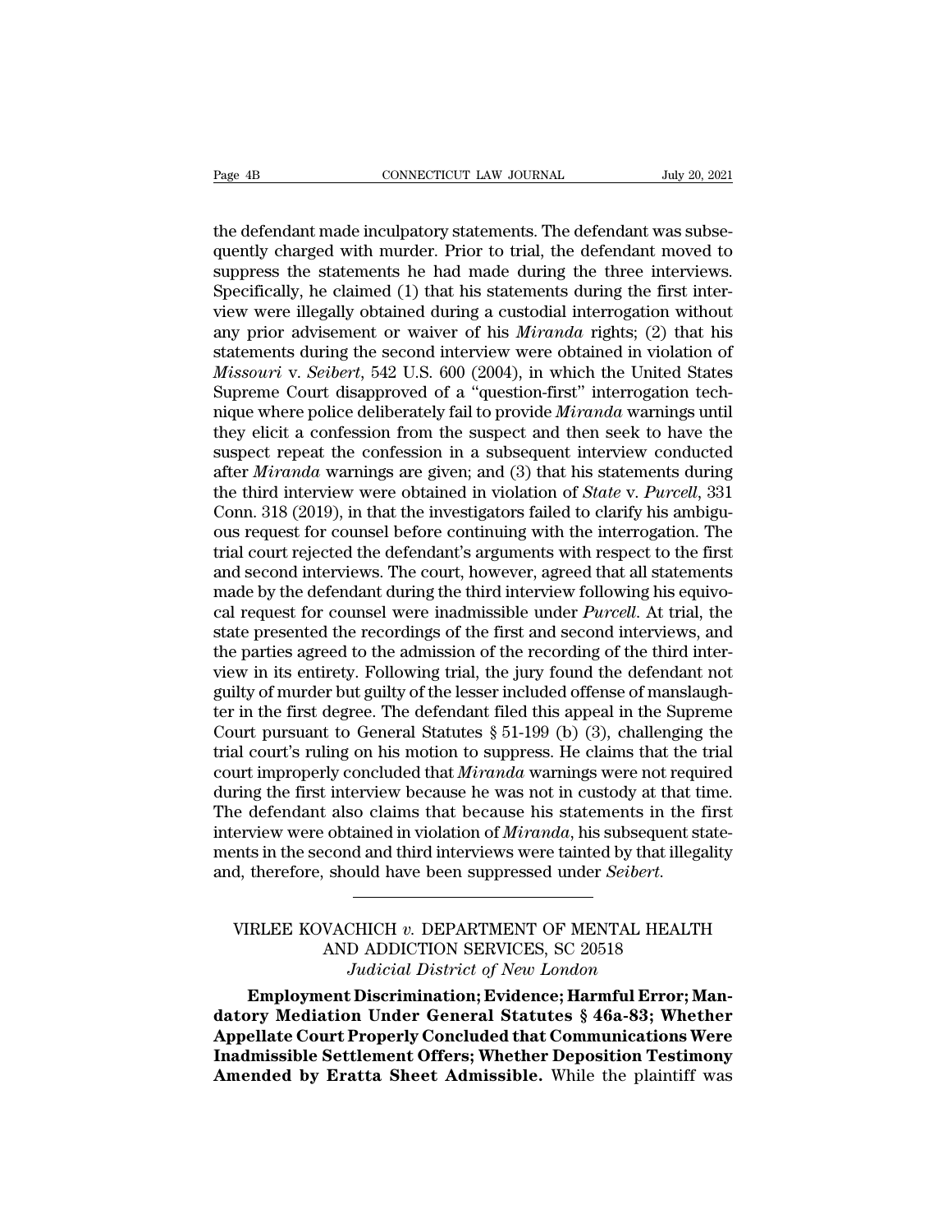the defendant made inculpatory statements. The defendant was subsequently charged with murder. Prior to trial, the defendant moved to suppress the statements he had made during the three interviews. Specifically, he claimed (1) that his statements during the first interview were illegally obtained during a custodial interrogation without any prior advisement or waiver of his *Miranda* rights; (2) that his statements during the second interview were obtained in violation of *Missouri* v. *Seibert*, 542 U.S. 600 (2004), in which the United States Supreme Court disapproved of a "question-first" interrogation technique where police deliberately fail to provide *Miranda* warnings until they elicit a confession from the suspect and then seek to have the suspect repeat the confession in a subsequent interview conducted after *Miranda* warnings are given; and (3) that his statements during the third interview were obtained in violation of *State* v. *Purcell*, 331 Conn. 318 (2019), in that the investigators failed to clarify his ambiguous request for counsel before continuing with the interrogation. The trial court rejected the defendant's arguments with respect to the first and second interviews. The court, however, agreed that all statements made by the defendant during the third interview following his equivocal request for counsel were inadmissible under *Purcell*. At trial, the state presented the recordings of the first and second interviews, and the parties agreed to the admission of the recording of the third interview in its entirety. Following trial, the jury found the defendant not guilty of murder but guilty of the lesser included offense of manslaughter in the first degree. The defendant filed this appeal in the Supreme Court pursuant to General Statutes § 51-199 (b) (3), challenging the trial court's ruling on his motion to suppress. He claims that the trial court improperly concluded that *Miranda* warnings were not required during the first interview because he was not in custody at that time. The defendant also claims that because his statements in the first interview were obtained in violation of *Miranda*, his subsequent statements in the second and third interviews were tainted by that illegality and, therefore, should have been suppressed under *Seibert*.

---

VIRLEE KOVACHICH *v.* DEPARTMENT OF MENTAL HEALTH AND ADDICTION SERVICES, SC 20518
*Judicial District of New London*

**Employment Discrimination; Evidence; Harmful Error; Mandatory Mediation Under General Statutes § 46a-83; Whether Appellate Court Properly Concluded that Communications Were Inadmissible Settlement Offers; Whether Deposition Testimony Amended by Eratta Sheet Admissible.** While the plaintiff was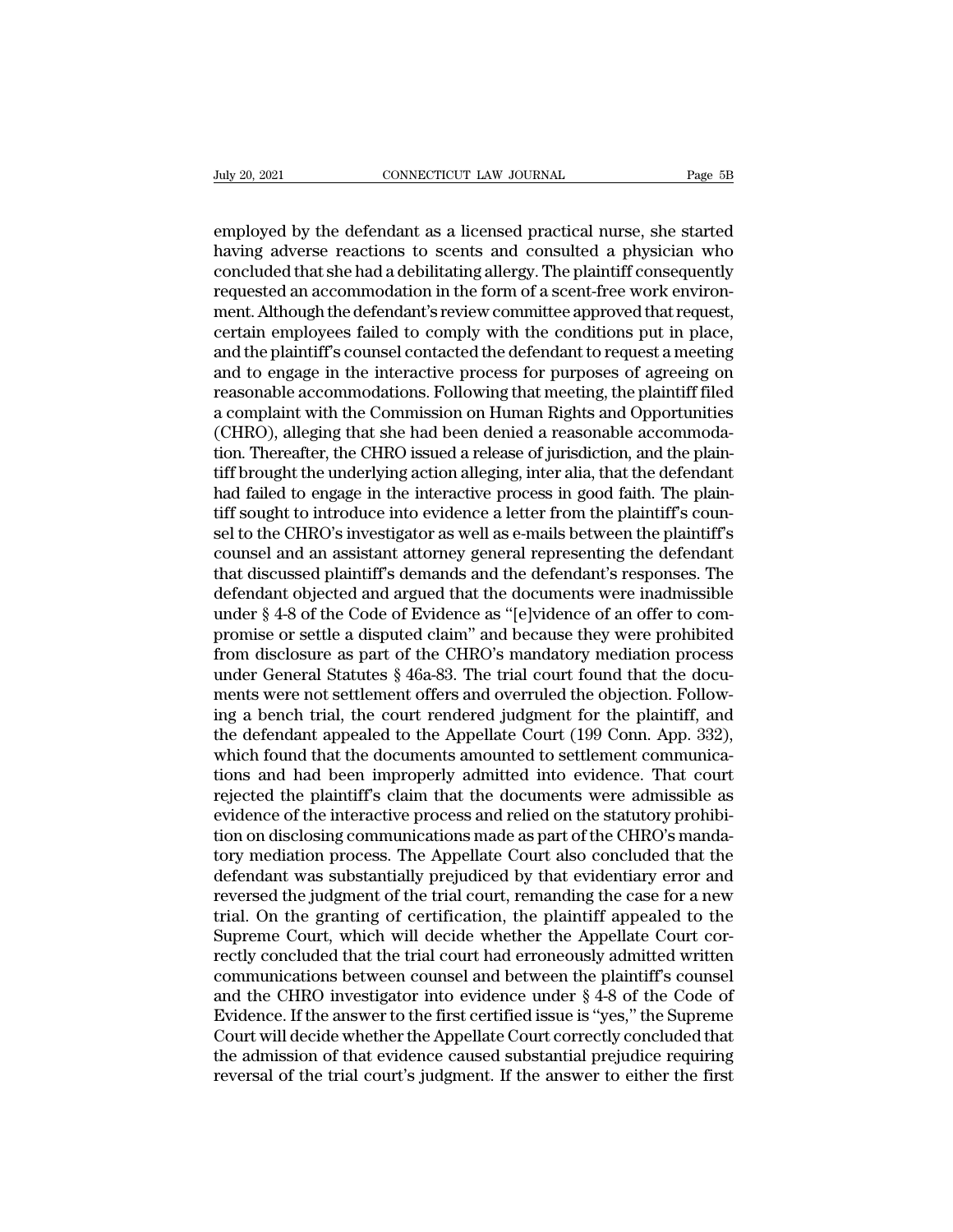employed by the defendant as a licensed practical nurse, she started having adverse reactions to scents and consulted a physician who concluded that she had a debilitating allergy. The plaintiff consequently requested an accommodation in the form of a scent-free work environment. Although the defendant's review committee approved that request, certain employees failed to comply with the conditions put in place, and the plaintiff's counsel contacted the defendant to request a meeting and to engage in the interactive process for purposes of agreeing on reasonable accommodations. Following that meeting, the plaintiff filed a complaint with the Commission on Human Rights and Opportunities (CHRO), alleging that she had been denied a reasonable accommodation. Thereafter, the CHRO issued a release of jurisdiction, and the plaintiff brought the underlying action alleging, inter alia, that the defendant had failed to engage in the interactive process in good faith. The plaintiff sought to introduce into evidence a letter from the plaintiff's counsel to the CHRO's investigator as well as e-mails between the plaintiff's counsel and an assistant attorney general representing the defendant that discussed plaintiff's demands and the defendant's responses. The defendant objected and argued that the documents were inadmissible under § 4-8 of the Code of Evidence as "[e]vidence of an offer to compromise or settle a disputed claim" and because they were prohibited from disclosure as part of the CHRO's mandatory mediation process under General Statutes § 46a-83. The trial court found that the documents were not settlement offers and overruled the objection. Following a bench trial, the court rendered judgment for the plaintiff, and the defendant appealed to the Appellate Court (199 Conn. App. 332), which found that the documents amounted to settlement communications and had been improperly admitted into evidence. That court rejected the plaintiff's claim that the documents were admissible as evidence of the interactive process and relied on the statutory prohibition on disclosing communications made as part of the CHRO's mandatory mediation process. The Appellate Court also concluded that the defendant was substantially prejudiced by that evidentiary error and reversed the judgment of the trial court, remanding the case for a new trial. On the granting of certification, the plaintiff appealed to the Supreme Court, which will decide whether the Appellate Court correctly concluded that the trial court had erroneously admitted written communications between counsel and between the plaintiff's counsel and the CHRO investigator into evidence under § 4-8 of the Code of Evidence. If the answer to the first certified issue is "yes," the Supreme Court will decide whether the Appellate Court correctly concluded that the admission of that evidence caused substantial prejudice requiring reversal of the trial court's judgment. If the answer to either the first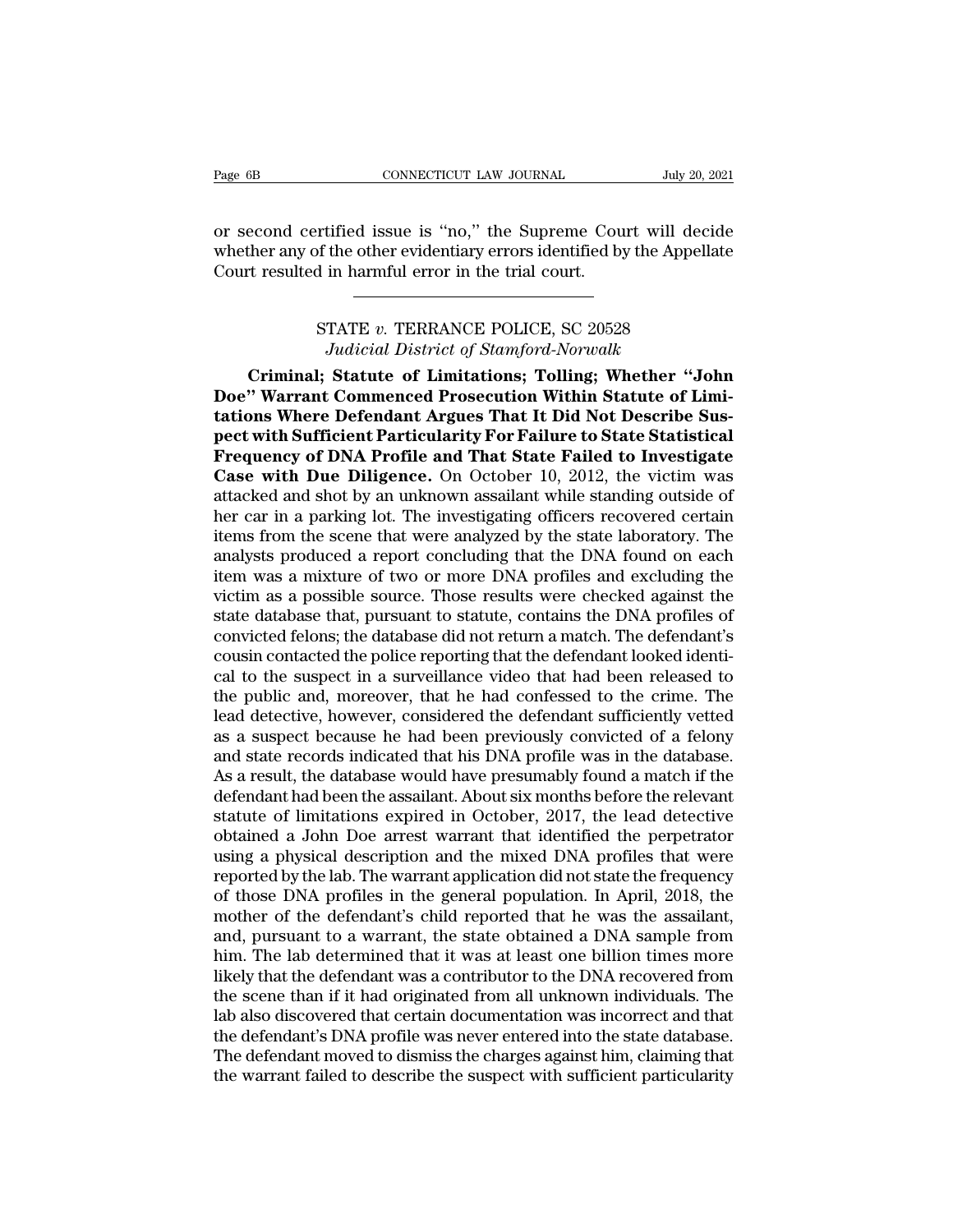or second certified issue is "no," the Supreme Court will decide whether any of the other evidentiary errors identified by the Appellate Court resulted in harmful error in the trial court.

---

STATE *v.* TERRANCE POLICE, SC 20528
*Judicial District of Stamford-Norwalk*

**Criminal; Statute of Limitations; Tolling; Whether "John Doe" Warrant Commenced Prosecution Within Statute of Limitations Where Defendant Argues That It Did Not Describe Suspect with Sufficient Particularity For Failure to State Statistical Frequency of DNA Profile and That State Failed to Investigate Case with Due Diligence.** On October 10, 2012, the victim was attacked and shot by an unknown assailant while standing outside of her car in a parking lot. The investigating officers recovered certain items from the scene that were analyzed by the state laboratory. The analysts produced a report concluding that the DNA found on each item was a mixture of two or more DNA profiles and excluding the victim as a possible source. Those results were checked against the state database that, pursuant to statute, contains the DNA profiles of convicted felons; the database did not return a match. The defendant's cousin contacted the police reporting that the defendant looked identical to the suspect in a surveillance video that had been released to the public and, moreover, that he had confessed to the crime. The lead detective, however, considered the defendant sufficiently vetted as a suspect because he had been previously convicted of a felony and state records indicated that his DNA profile was in the database. As a result, the database would have presumably found a match if the defendant had been the assailant. About six months before the relevant statute of limitations expired in October, 2017, the lead detective obtained a John Doe arrest warrant that identified the perpetrator using a physical description and the mixed DNA profiles that were reported by the lab. The warrant application did not state the frequency of those DNA profiles in the general population. In April, 2018, the mother of the defendant's child reported that he was the assailant, and, pursuant to a warrant, the state obtained a DNA sample from him. The lab determined that it was at least one billion times more likely that the defendant was a contributor to the DNA recovered from the scene than if it had originated from all unknown individuals. The lab also discovered that certain documentation was incorrect and that the defendant's DNA profile was never entered into the state database. The defendant moved to dismiss the charges against him, claiming that the warrant failed to describe the suspect with sufficient particularity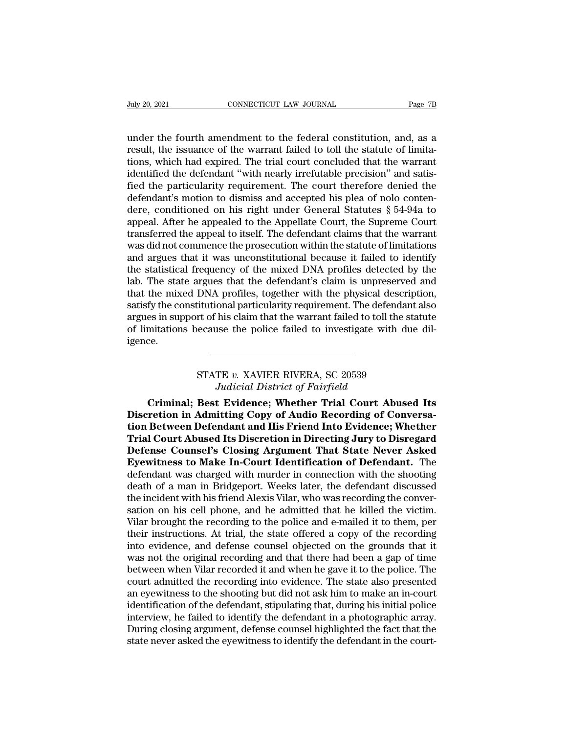under the fourth amendment to the federal constitution, and, as a result, the issuance of the warrant failed to toll the statute of limitations, which had expired. The trial court concluded that the warrant identified the defendant "with nearly irrefutable precision" and satisfied the particularity requirement. The court therefore denied the defendant's motion to dismiss and accepted his plea of nolo contendere, conditioned on his right under General Statutes § 54-94a to appeal. After he appealed to the Appellate Court, the Supreme Court transferred the appeal to itself. The defendant claims that the warrant was did not commence the prosecution within the statute of limitations and argues that it was unconstitutional because it failed to identify the statistical frequency of the mixed DNA profiles detected by the lab. The state argues that the defendant's claim is unpreserved and that the mixed DNA profiles, together with the physical description, satisfy the constitutional particularity requirement. The defendant also argues in support of his claim that the warrant failed to toll the statute of limitations because the police failed to investigate with due diligence.

---

STATE *v.* XAVIER RIVERA, SC 20539
*Judicial District of Fairfield*

**Criminal; Best Evidence; Whether Trial Court Abused Its Discretion in Admitting Copy of Audio Recording of Conversation Between Defendant and His Friend Into Evidence; Whether Trial Court Abused Its Discretion in Directing Jury to Disregard Defense Counsel's Closing Argument That State Never Asked Eyewitness to Make In-Court Identification of Defendant.** The defendant was charged with murder in connection with the shooting death of a man in Bridgeport. Weeks later, the defendant discussed the incident with his friend Alexis Vilar, who was recording the conversation on his cell phone, and he admitted that he killed the victim. Vilar brought the recording to the police and e-mailed it to them, per their instructions. At trial, the state offered a copy of the recording into evidence, and defense counsel objected on the grounds that it was not the original recording and that there had been a gap of time between when Vilar recorded it and when he gave it to the police. The court admitted the recording into evidence. The state also presented an eyewitness to the shooting but did not ask him to make an in-court identification of the defendant, stipulating that, during his initial police interview, he failed to identify the defendant in a photographic array. During closing argument, defense counsel highlighted the fact that the state never asked the eyewitness to identify the defendant in the court-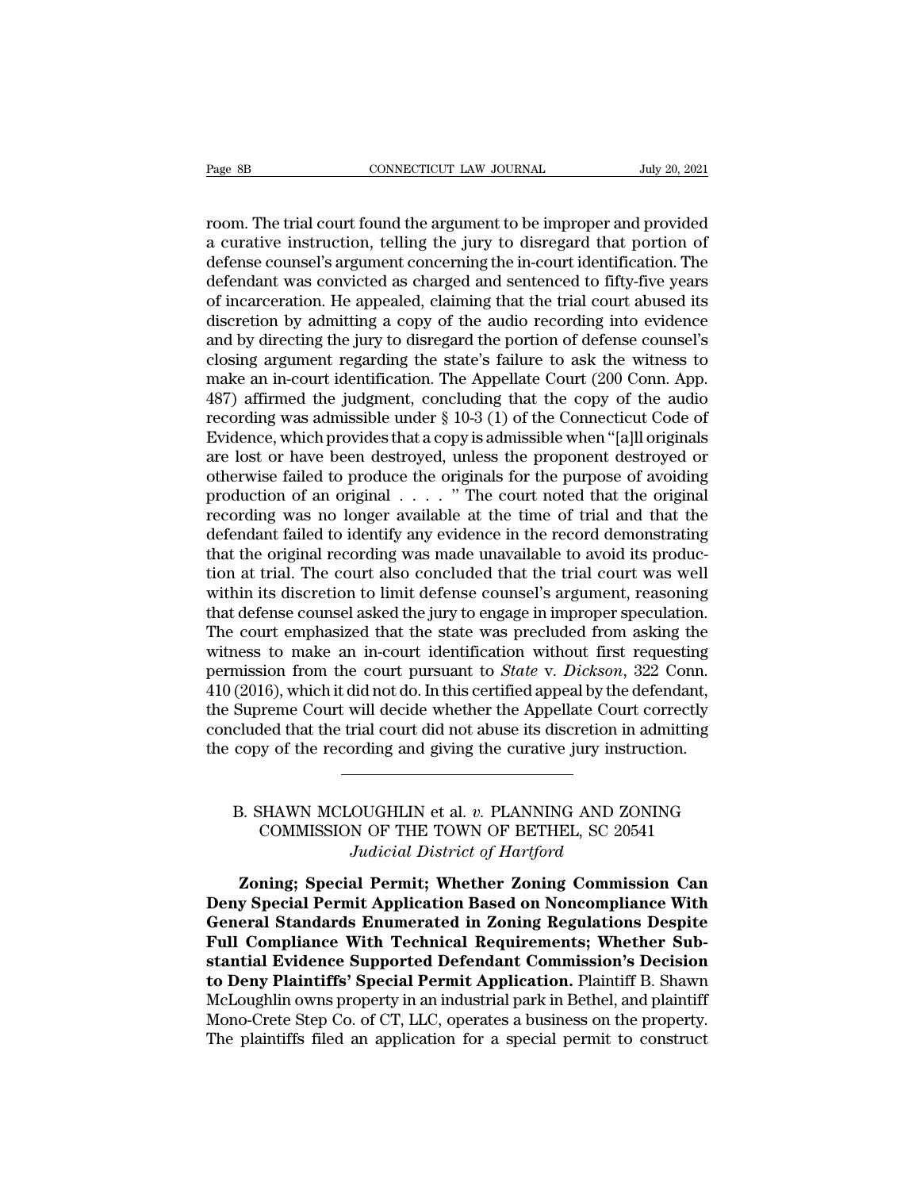room. The trial court found the argument to be improper and provided a curative instruction, telling the jury to disregard that portion of defense counsel's argument concerning the in-court identification. The defendant was convicted as charged and sentenced to fifty-five years of incarceration. He appealed, claiming that the trial court abused its discretion by admitting a copy of the audio recording into evidence and by directing the jury to disregard the portion of defense counsel's closing argument regarding the state's failure to ask the witness to make an in-court identification. The Appellate Court (200 Conn. App. 487) affirmed the judgment, concluding that the copy of the audio recording was admissible under § 10-3 (1) of the Connecticut Code of Evidence, which provides that a copy is admissible when "[a]ll originals are lost or have been destroyed, unless the proponent destroyed or otherwise failed to produce the originals for the purpose of avoiding production of an original . . . . " The court noted that the original recording was no longer available at the time of trial and that the defendant failed to identify any evidence in the record demonstrating that the original recording was made unavailable to avoid its production at trial. The court also concluded that the trial court was well within its discretion to limit defense counsel's argument, reasoning that defense counsel asked the jury to engage in improper speculation. The court emphasized that the state was precluded from asking the witness to make an in-court identification without first requesting permission from the court pursuant to *State* v. *Dickson*, 322 Conn. 410 (2016), which it did not do. In this certified appeal by the defendant, the Supreme Court will decide whether the Appellate Court correctly concluded that the trial court did not abuse its discretion in admitting the copy of the recording and giving the curative jury instruction.

---

B. SHAWN MCLOUGHLIN et al. *v.* PLANNING AND ZONING COMMISSION OF THE TOWN OF BETHEL, SC 20541
*Judicial District of Hartford*

**Zoning; Special Permit; Whether Zoning Commission Can Deny Special Permit Application Based on Noncompliance With General Standards Enumerated in Zoning Regulations Despite Full Compliance With Technical Requirements; Whether Substantial Evidence Supported Defendant Commission's Decision to Deny Plaintiffs' Special Permit Application.** Plaintiff B. Shawn McLoughlin owns property in an industrial park in Bethel, and plaintiff Mono-Crete Step Co. of CT, LLC, operates a business on the property. The plaintiffs filed an application for a special permit to construct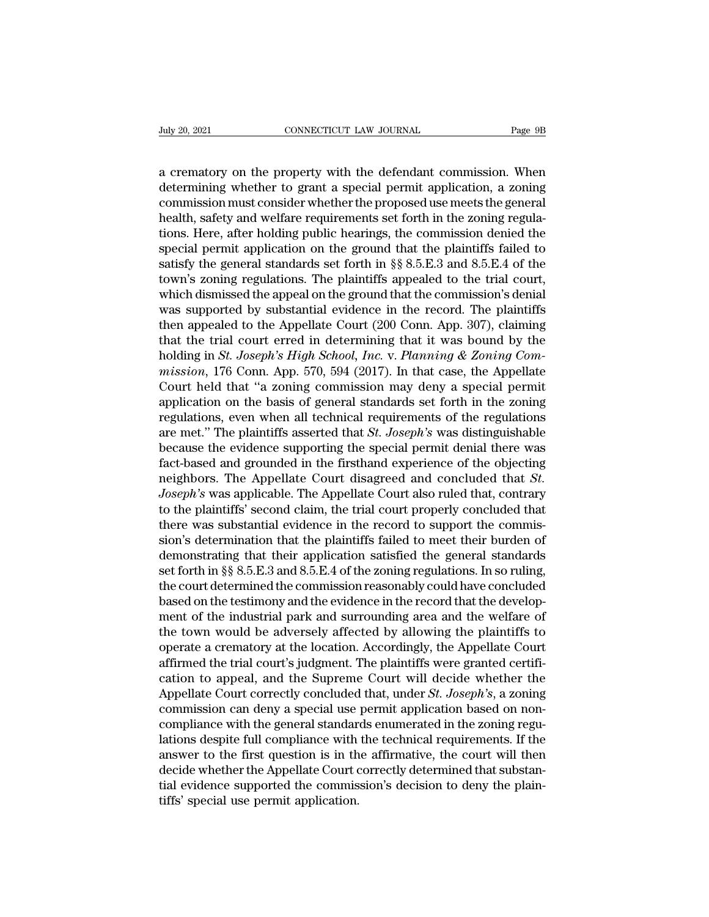a crematory on the property with the defendant commission. When determining whether to grant a special permit application, a zoning commission must consider whether the proposed use meets the general health, safety and welfare requirements set forth in the zoning regulations. Here, after holding public hearings, the commission denied the special permit application on the ground that the plaintiffs failed to satisfy the general standards set forth in §§ 8.5.E.3 and 8.5.E.4 of the town's zoning regulations. The plaintiffs appealed to the trial court, which dismissed the appeal on the ground that the commission's denial was supported by substantial evidence in the record. The plaintiffs then appealed to the Appellate Court (200 Conn. App. 307), claiming that the trial court erred in determining that it was bound by the holding in *St. Joseph's High School, Inc.* v. *Planning & Zoning Commission*, 176 Conn. App. 570, 594 (2017). In that case, the Appellate Court held that "a zoning commission may deny a special permit application on the basis of general standards set forth in the zoning regulations, even when all technical requirements of the regulations are met." The plaintiffs asserted that *St. Joseph's* was distinguishable because the evidence supporting the special permit denial there was fact-based and grounded in the firsthand experience of the objecting neighbors. The Appellate Court disagreed and concluded that *St. Joseph's* was applicable. The Appellate Court also ruled that, contrary to the plaintiffs' second claim, the trial court properly concluded that there was substantial evidence in the record to support the commission's determination that the plaintiffs failed to meet their burden of demonstrating that their application satisfied the general standards set forth in §§ 8.5.E.3 and 8.5.E.4 of the zoning regulations. In so ruling, the court determined the commission reasonably could have concluded based on the testimony and the evidence in the record that the development of the industrial park and surrounding area and the welfare of the town would be adversely affected by allowing the plaintiffs to operate a crematory at the location. Accordingly, the Appellate Court affirmed the trial court's judgment. The plaintiffs were granted certification to appeal, and the Supreme Court will decide whether the Appellate Court correctly concluded that, under *St. Joseph's*, a zoning commission can deny a special use permit application based on noncompliance with the general standards enumerated in the zoning regulations despite full compliance with the technical requirements. If the answer to the first question is in the affirmative, the court will then decide whether the Appellate Court correctly determined that substantial evidence supported the commission's decision to deny the plaintiffs' special use permit application.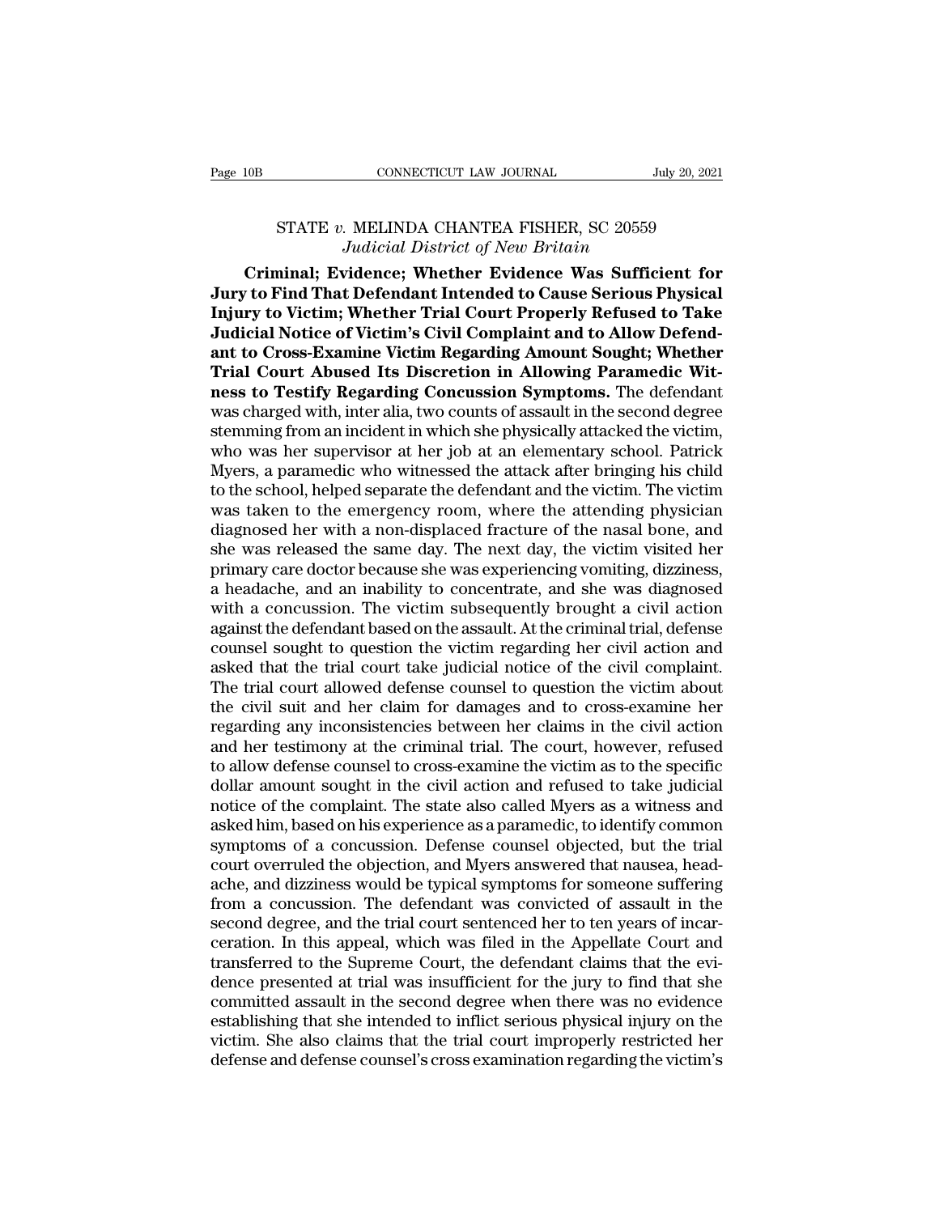STATE *v.* MELINDA CHANTEA FISHER, SC 20559
*Judicial District of New Britain*

**Criminal; Evidence; Whether Evidence Was Sufficient for Jury to Find That Defendant Intended to Cause Serious Physical Injury to Victim; Whether Trial Court Properly Refused to Take Judicial Notice of Victim's Civil Complaint and to Allow Defendant to Cross-Examine Victim Regarding Amount Sought; Whether Trial Court Abused Its Discretion in Allowing Paramedic Witness to Testify Regarding Concussion Symptoms.** The defendant was charged with, inter alia, two counts of assault in the second degree stemming from an incident in which she physically attacked the victim, who was her supervisor at her job at an elementary school. Patrick Myers, a paramedic who witnessed the attack after bringing his child to the school, helped separate the defendant and the victim. The victim was taken to the emergency room, where the attending physician diagnosed her with a non-displaced fracture of the nasal bone, and she was released the same day. The next day, the victim visited her primary care doctor because she was experiencing vomiting, dizziness, a headache, and an inability to concentrate, and she was diagnosed with a concussion. The victim subsequently brought a civil action against the defendant based on the assault. At the criminal trial, defense counsel sought to question the victim regarding her civil action and asked that the trial court take judicial notice of the civil complaint. The trial court allowed defense counsel to question the victim about the civil suit and her claim for damages and to cross-examine her regarding any inconsistencies between her claims in the civil action and her testimony at the criminal trial. The court, however, refused to allow defense counsel to cross-examine the victim as to the specific dollar amount sought in the civil action and refused to take judicial notice of the complaint. The state also called Myers as a witness and asked him, based on his experience as a paramedic, to identify common symptoms of a concussion. Defense counsel objected, but the trial court overruled the objection, and Myers answered that nausea, headache, and dizziness would be typical symptoms for someone suffering from a concussion. The defendant was convicted of assault in the second degree, and the trial court sentenced her to ten years of incarceration. In this appeal, which was filed in the Appellate Court and transferred to the Supreme Court, the defendant claims that the evidence presented at trial was insufficient for the jury to find that she committed assault in the second degree when there was no evidence establishing that she intended to inflict serious physical injury on the victim. She also claims that the trial court improperly restricted her defense and defense counsel's cross examination regarding the victim's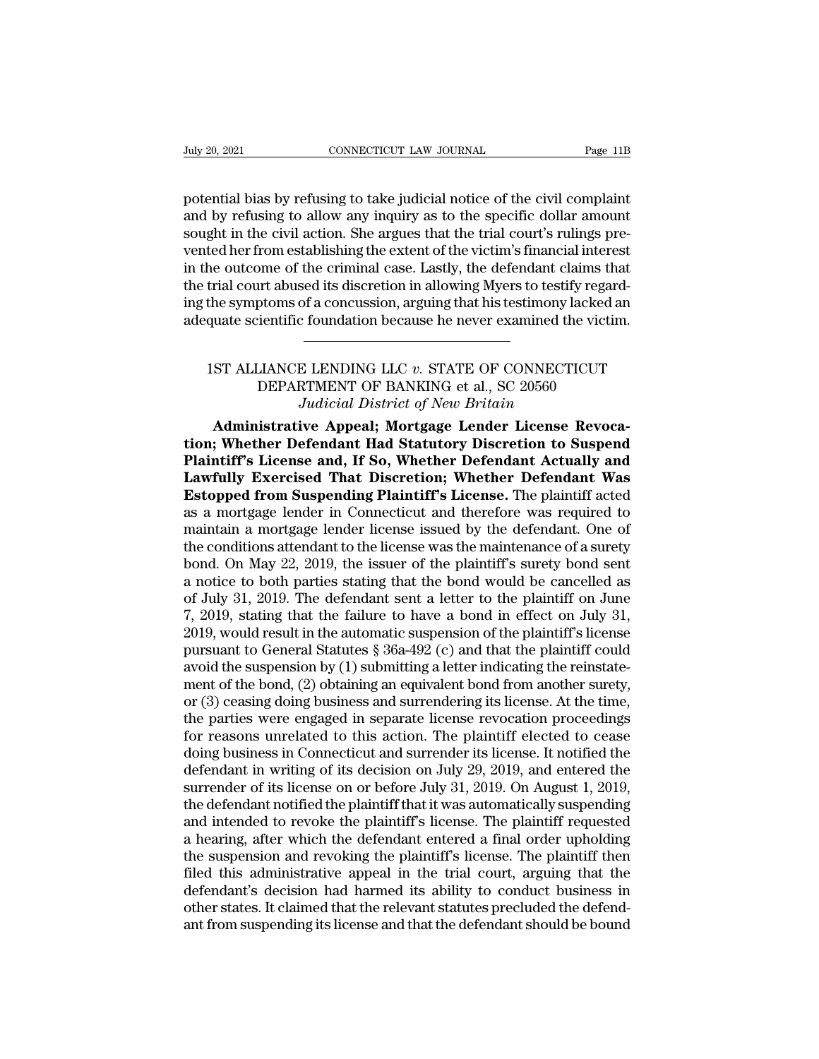potential bias by refusing to take judicial notice of the civil complaint and by refusing to allow any inquiry as to the specific dollar amount sought in the civil action. She argues that the trial court's rulings prevented her from establishing the extent of the victim's financial interest in the outcome of the criminal case. Lastly, the defendant claims that the trial court abused its discretion in allowing Myers to testify regarding the symptoms of a concussion, arguing that his testimony lacked an adequate scientific foundation because he never examined the victim.

---

1ST ALLIANCE LENDING LLC *v.* STATE OF CONNECTICUT DEPARTMENT OF BANKING et al., SC 20560
*Judicial District of New Britain*

**Administrative Appeal; Mortgage Lender License Revocation; Whether Defendant Had Statutory Discretion to Suspend Plaintiff's License and, If So, Whether Defendant Actually and Lawfully Exercised That Discretion; Whether Defendant Was Estopped from Suspending Plaintiff's License.** The plaintiff acted as a mortgage lender in Connecticut and therefore was required to maintain a mortgage lender license issued by the defendant. One of the conditions attendant to the license was the maintenance of a surety bond. On May 22, 2019, the issuer of the plaintiff's surety bond sent a notice to both parties stating that the bond would be cancelled as of July 31, 2019. The defendant sent a letter to the plaintiff on June 7, 2019, stating that the failure to have a bond in effect on July 31, 2019, would result in the automatic suspension of the plaintiff's license pursuant to General Statutes § 36a-492 (c) and that the plaintiff could avoid the suspension by (1) submitting a letter indicating the reinstatement of the bond, (2) obtaining an equivalent bond from another surety, or (3) ceasing doing business and surrendering its license. At the time, the parties were engaged in separate license revocation proceedings for reasons unrelated to this action. The plaintiff elected to cease doing business in Connecticut and surrender its license. It notified the defendant in writing of its decision on July 29, 2019, and entered the surrender of its license on or before July 31, 2019. On August 1, 2019, the defendant notified the plaintiff that it was automatically suspending and intended to revoke the plaintiff's license. The plaintiff requested a hearing, after which the defendant entered a final order upholding the suspension and revoking the plaintiff's license. The plaintiff then filed this administrative appeal in the trial court, arguing that the defendant's decision had harmed its ability to conduct business in other states. It claimed that the relevant statutes precluded the defendant from suspending its license and that the defendant should be bound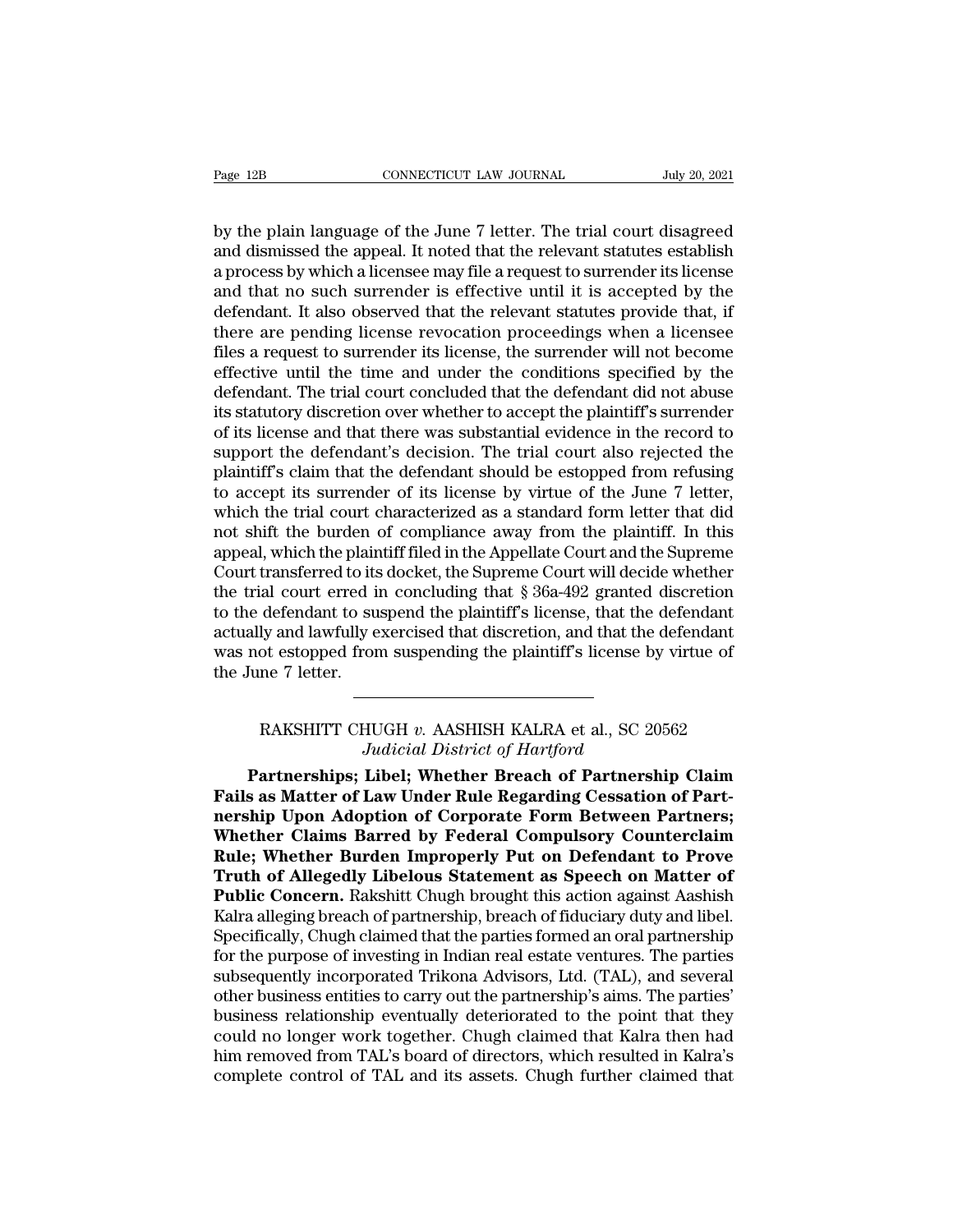by the plain language of the June 7 letter. The trial court disagreed and dismissed the appeal. It noted that the relevant statutes establish a process by which a licensee may file a request to surrender its license and that no such surrender is effective until it is accepted by the defendant. It also observed that the relevant statutes provide that, if there are pending license revocation proceedings when a licensee files a request to surrender its license, the surrender will not become effective until the time and under the conditions specified by the defendant. The trial court concluded that the defendant did not abuse its statutory discretion over whether to accept the plaintiff's surrender of its license and that there was substantial evidence in the record to support the defendant's decision. The trial court also rejected the plaintiff's claim that the defendant should be estopped from refusing to accept its surrender of its license by virtue of the June 7 letter, which the trial court characterized as a standard form letter that did not shift the burden of compliance away from the plaintiff. In this appeal, which the plaintiff filed in the Appellate Court and the Supreme Court transferred to its docket, the Supreme Court will decide whether the trial court erred in concluding that § 36a-492 granted discretion to the defendant to suspend the plaintiff's license, that the defendant actually and lawfully exercised that discretion, and that the defendant was not estopped from suspending the plaintiff's license by virtue of the June 7 letter.

---

RAKSHITT CHUGH *v.* AASHISH KALRA et al., SC 20562
*Judicial District of Hartford*

**Partnerships; Libel; Whether Breach of Partnership Claim Fails as Matter of Law Under Rule Regarding Cessation of Partnership Upon Adoption of Corporate Form Between Partners; Whether Claims Barred by Federal Compulsory Counterclaim Rule; Whether Burden Improperly Put on Defendant to Prove Truth of Allegedly Libelous Statement as Speech on Matter of Public Concern.** Rakshitt Chugh brought this action against Aashish Kalra alleging breach of partnership, breach of fiduciary duty and libel. Specifically, Chugh claimed that the parties formed an oral partnership for the purpose of investing in Indian real estate ventures. The parties subsequently incorporated Trikona Advisors, Ltd. (TAL), and several other business entities to carry out the partnership's aims. The parties' business relationship eventually deteriorated to the point that they could no longer work together. Chugh claimed that Kalra then had him removed from TAL's board of directors, which resulted in Kalra's complete control of TAL and its assets. Chugh further claimed that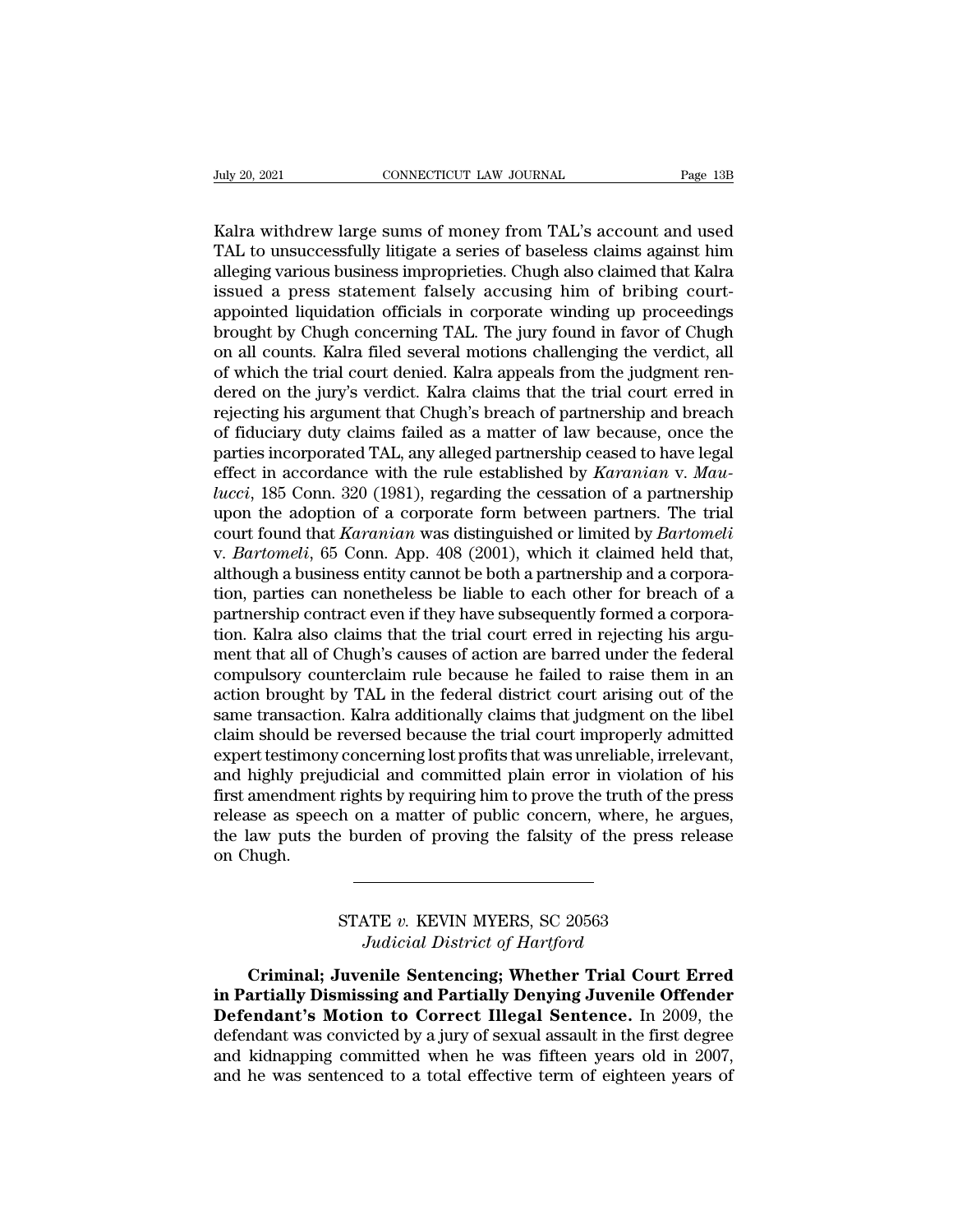Kalra withdrew large sums of money from TAL's account and used TAL to unsuccessfully litigate a series of baseless claims against him alleging various business improprieties. Chugh also claimed that Kalra issued a press statement falsely accusing him of bribing court-appointed liquidation officials in corporate winding up proceedings brought by Chugh concerning TAL. The jury found in favor of Chugh on all counts. Kalra filed several motions challenging the verdict, all of which the trial court denied. Kalra appeals from the judgment rendered on the jury's verdict. Kalra claims that the trial court erred in rejecting his argument that Chugh's breach of partnership and breach of fiduciary duty claims failed as a matter of law because, once the parties incorporated TAL, any alleged partnership ceased to have legal effect in accordance with the rule established by *Karanian* v. *Maulucci*, 185 Conn. 320 (1981), regarding the cessation of a partnership upon the adoption of a corporate form between partners. The trial court found that *Karanian* was distinguished or limited by *Bartomeli* v. *Bartomeli*, 65 Conn. App. 408 (2001), which it claimed held that, although a business entity cannot be both a partnership and a corporation, parties can nonetheless be liable to each other for breach of a partnership contract even if they have subsequently formed a corporation. Kalra also claims that the trial court erred in rejecting his argument that all of Chugh's causes of action are barred under the federal compulsory counterclaim rule because he failed to raise them in an action brought by TAL in the federal district court arising out of the same transaction. Kalra additionally claims that judgment on the libel claim should be reversed because the trial court improperly admitted expert testimony concerning lost profits that was unreliable, irrelevant, and highly prejudicial and committed plain error in violation of his first amendment rights by requiring him to prove the truth of the press release as speech on a matter of public concern, where, he argues, the law puts the burden of proving the falsity of the press release on Chugh.

---

STATE *v.* KEVIN MYERS, SC 20563
*Judicial District of Hartford*

**Criminal; Juvenile Sentencing; Whether Trial Court Erred in Partially Dismissing and Partially Denying Juvenile Offender Defendant's Motion to Correct Illegal Sentence.** In 2009, the defendant was convicted by a jury of sexual assault in the first degree and kidnapping committed when he was fifteen years old in 2007, and he was sentenced to a total effective term of eighteen years of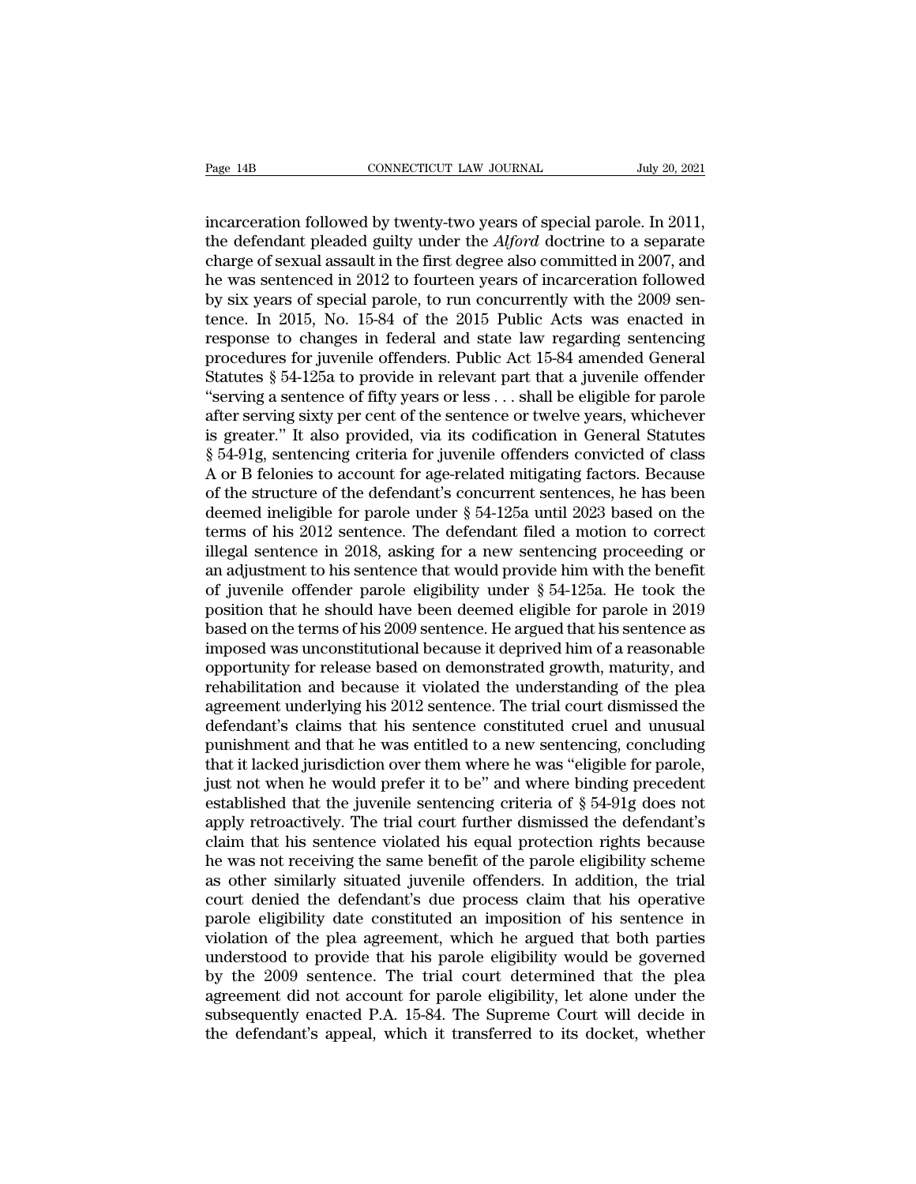incarceration followed by twenty-two years of special parole. In 2011, the defendant pleaded guilty under the *Alford* doctrine to a separate charge of sexual assault in the first degree also committed in 2007, and he was sentenced in 2012 to fourteen years of incarceration followed by six years of special parole, to run concurrently with the 2009 sentence. In 2015, No. 15-84 of the 2015 Public Acts was enacted in response to changes in federal and state law regarding sentencing procedures for juvenile offenders. Public Act 15-84 amended General Statutes § 54-125a to provide in relevant part that a juvenile offender "serving a sentence of fifty years or less . . . shall be eligible for parole after serving sixty per cent of the sentence or twelve years, whichever is greater." It also provided, via its codification in General Statutes § 54-91g, sentencing criteria for juvenile offenders convicted of class A or B felonies to account for age-related mitigating factors. Because of the structure of the defendant's concurrent sentences, he has been deemed ineligible for parole under § 54-125a until 2023 based on the terms of his 2012 sentence. The defendant filed a motion to correct illegal sentence in 2018, asking for a new sentencing proceeding or an adjustment to his sentence that would provide him with the benefit of juvenile offender parole eligibility under § 54-125a. He took the position that he should have been deemed eligible for parole in 2019 based on the terms of his 2009 sentence. He argued that his sentence as imposed was unconstitutional because it deprived him of a reasonable opportunity for release based on demonstrated growth, maturity, and rehabilitation and because it violated the understanding of the plea agreement underlying his 2012 sentence. The trial court dismissed the defendant's claims that his sentence constituted cruel and unusual punishment and that he was entitled to a new sentencing, concluding that it lacked jurisdiction over them where he was "eligible for parole, just not when he would prefer it to be" and where binding precedent established that the juvenile sentencing criteria of § 54-91g does not apply retroactively. The trial court further dismissed the defendant's claim that his sentence violated his equal protection rights because he was not receiving the same benefit of the parole eligibility scheme as other similarly situated juvenile offenders. In addition, the trial court denied the defendant's due process claim that his operative parole eligibility date constituted an imposition of his sentence in violation of the plea agreement, which he argued that both parties understood to provide that his parole eligibility would be governed by the 2009 sentence. The trial court determined that the plea agreement did not account for parole eligibility, let alone under the subsequently enacted P.A. 15-84. The Supreme Court will decide in the defendant's appeal, which it transferred to its docket, whether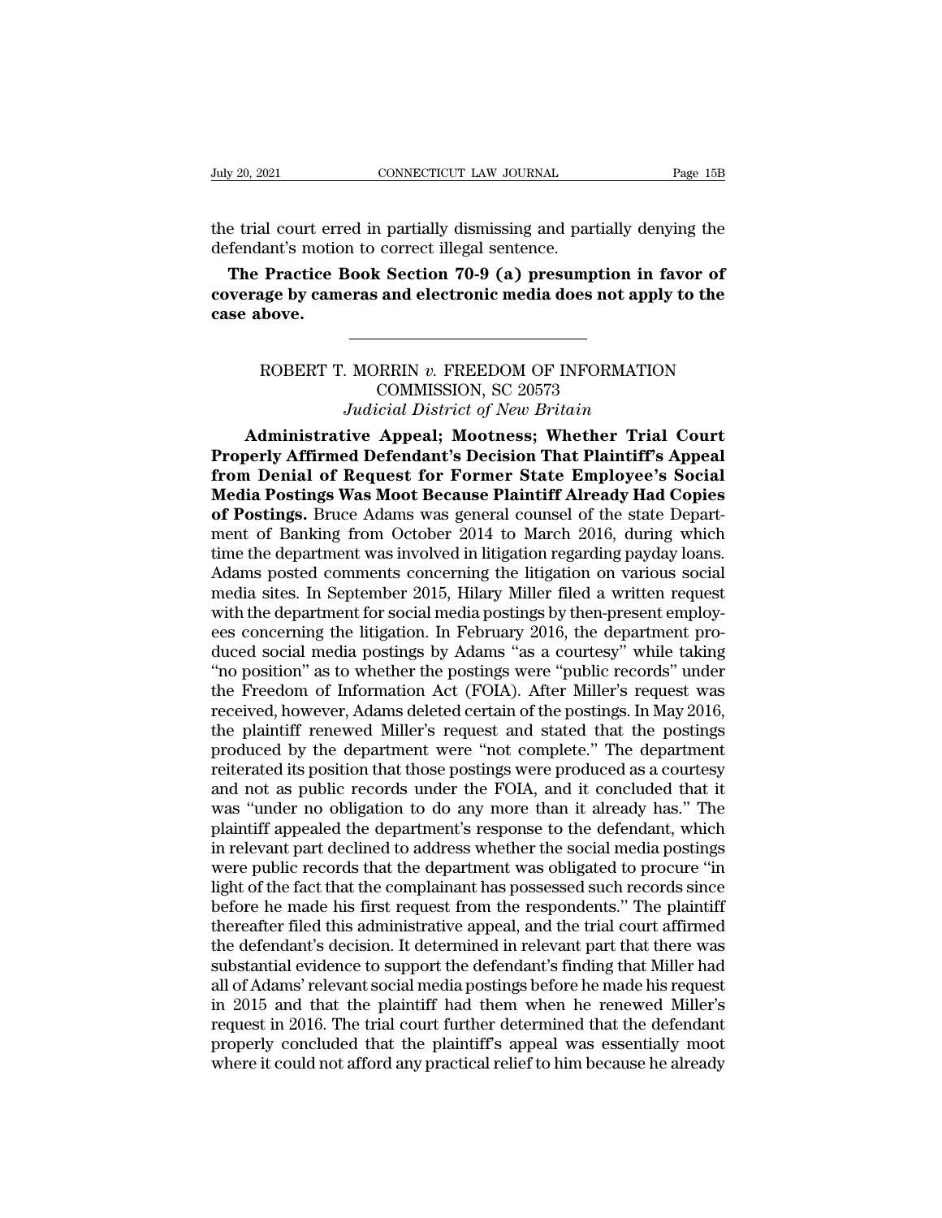the trial court erred in partially dismissing and partially denying the defendant's motion to correct illegal sentence.

**The Practice Book Section 70-9 (a) presumption in favor of coverage by cameras and electronic media does not apply to the case above.**

---

ROBERT T. MORRIN *v.* FREEDOM OF INFORMATION COMMISSION, SC 20573
*Judicial District of New Britain*

**Administrative Appeal; Mootness; Whether Trial Court Properly Affirmed Defendant's Decision That Plaintiff's Appeal from Denial of Request for Former State Employee's Social Media Postings Was Moot Because Plaintiff Already Had Copies of Postings.** Bruce Adams was general counsel of the state Department of Banking from October 2014 to March 2016, during which time the department was involved in litigation regarding payday loans. Adams posted comments concerning the litigation on various social media sites. In September 2015, Hilary Miller filed a written request with the department for social media postings by then-present employees concerning the litigation. In February 2016, the department produced social media postings by Adams "as a courtesy" while taking "no position" as to whether the postings were "public records" under the Freedom of Information Act (FOIA). After Miller's request was received, however, Adams deleted certain of the postings. In May 2016, the plaintiff renewed Miller's request and stated that the postings produced by the department were "not complete." The department reiterated its position that those postings were produced as a courtesy and not as public records under the FOIA, and it concluded that it was "under no obligation to do any more than it already has." The plaintiff appealed the department's response to the defendant, which in relevant part declined to address whether the social media postings were public records that the department was obligated to procure "in light of the fact that the complainant has possessed such records since before he made his first request from the respondents." The plaintiff thereafter filed this administrative appeal, and the trial court affirmed the defendant's decision. It determined in relevant part that there was substantial evidence to support the defendant's finding that Miller had all of Adams' relevant social media postings before he made his request in 2015 and that the plaintiff had them when he renewed Miller's request in 2016. The trial court further determined that the defendant properly concluded that the plaintiff's appeal was essentially moot where it could not afford any practical relief to him because he already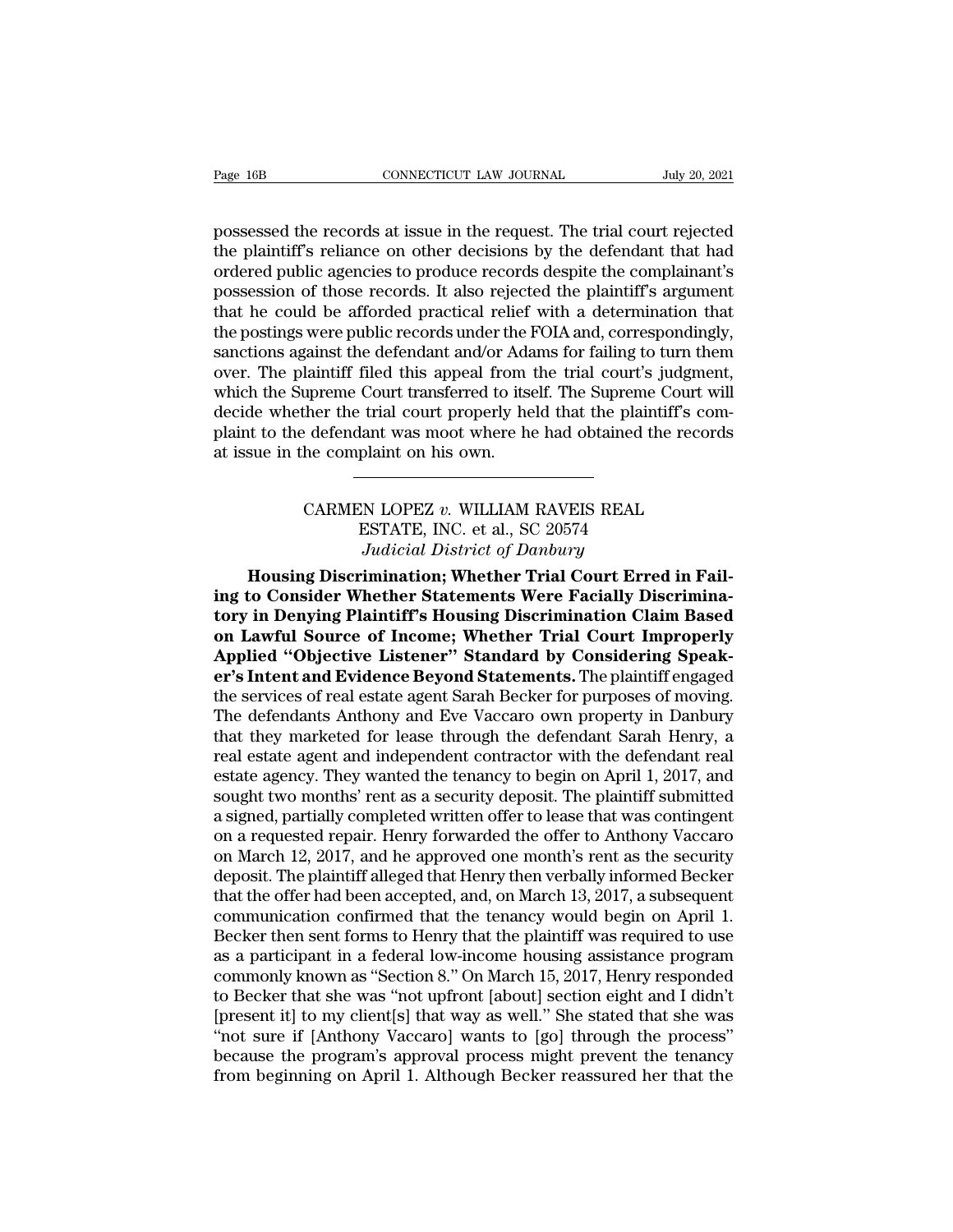possessed the records at issue in the request. The trial court rejected the plaintiff's reliance on other decisions by the defendant that had ordered public agencies to produce records despite the complainant's possession of those records. It also rejected the plaintiff's argument that he could be afforded practical relief with a determination that the postings were public records under the FOIA and, correspondingly, sanctions against the defendant and/or Adams for failing to turn them over. The plaintiff filed this appeal from the trial court's judgment, which the Supreme Court transferred to itself. The Supreme Court will decide whether the trial court properly held that the plaintiff's complaint to the defendant was moot where he had obtained the records at issue in the complaint on his own.

---

CARMEN LOPEZ *v.* WILLIAM RAVEIS REAL ESTATE, INC. et al., SC 20574
*Judicial District of Danbury*

**Housing Discrimination; Whether Trial Court Erred in Failing to Consider Whether Statements Were Facially Discriminatory in Denying Plaintiff's Housing Discrimination Claim Based on Lawful Source of Income; Whether Trial Court Improperly Applied "Objective Listener" Standard by Considering Speaker's Intent and Evidence Beyond Statements.** The plaintiff engaged the services of real estate agent Sarah Becker for purposes of moving. The defendants Anthony and Eve Vaccaro own property in Danbury that they marketed for lease through the defendant Sarah Henry, a real estate agent and independent contractor with the defendant real estate agency. They wanted the tenancy to begin on April 1, 2017, and sought two months' rent as a security deposit. The plaintiff submitted a signed, partially completed written offer to lease that was contingent on a requested repair. Henry forwarded the offer to Anthony Vaccaro on March 12, 2017, and he approved one month's rent as the security deposit. The plaintiff alleged that Henry then verbally informed Becker that the offer had been accepted, and, on March 13, 2017, a subsequent communication confirmed that the tenancy would begin on April 1. Becker then sent forms to Henry that the plaintiff was required to use as a participant in a federal low-income housing assistance program commonly known as "Section 8." On March 15, 2017, Henry responded to Becker that she was "not upfront [about] section eight and I didn't [present it] to my client[s] that way as well." She stated that she was "not sure if [Anthony Vaccaro] wants to [go] through the process" because the program's approval process might prevent the tenancy from beginning on April 1. Although Becker reassured her that the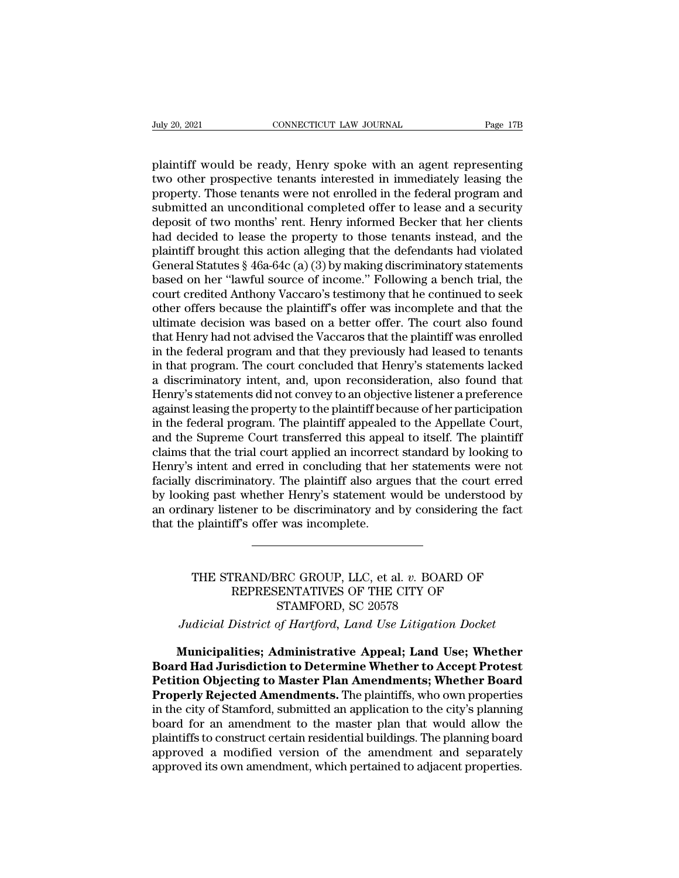plaintiff would be ready, Henry spoke with an agent representing two other prospective tenants interested in immediately leasing the property. Those tenants were not enrolled in the federal program and submitted an unconditional completed offer to lease and a security deposit of two months' rent. Henry informed Becker that her clients had decided to lease the property to those tenants instead, and the plaintiff brought this action alleging that the defendants had violated General Statutes § 46a-64c (a) (3) by making discriminatory statements based on her "lawful source of income." Following a bench trial, the court credited Anthony Vaccaro's testimony that he continued to seek other offers because the plaintiff's offer was incomplete and that the ultimate decision was based on a better offer. The court also found that Henry had not advised the Vaccaros that the plaintiff was enrolled in the federal program and that they previously had leased to tenants in that program. The court concluded that Henry's statements lacked a discriminatory intent, and, upon reconsideration, also found that Henry's statements did not convey to an objective listener a preference against leasing the property to the plaintiff because of her participation in the federal program. The plaintiff appealed to the Appellate Court, and the Supreme Court transferred this appeal to itself. The plaintiff claims that the trial court applied an incorrect standard by looking to Henry's intent and erred in concluding that her statements were not facially discriminatory. The plaintiff also argues that the court erred by looking past whether Henry's statement would be understood by an ordinary listener to be discriminatory and by considering the fact that the plaintiff's offer was incomplete.

---

THE STRAND/BRC GROUP, LLC, et al. *v.* BOARD OF REPRESENTATIVES OF THE CITY OF STAMFORD, SC 20578

*Judicial District of Hartford, Land Use Litigation Docket*

**Municipalities; Administrative Appeal; Land Use; Whether Board Had Jurisdiction to Determine Whether to Accept Protest Petition Objecting to Master Plan Amendments; Whether Board Properly Rejected Amendments.** The plaintiffs, who own properties in the city of Stamford, submitted an application to the city's planning board for an amendment to the master plan that would allow the plaintiffs to construct certain residential buildings. The planning board approved a modified version of the amendment and separately approved its own amendment, which pertained to adjacent properties.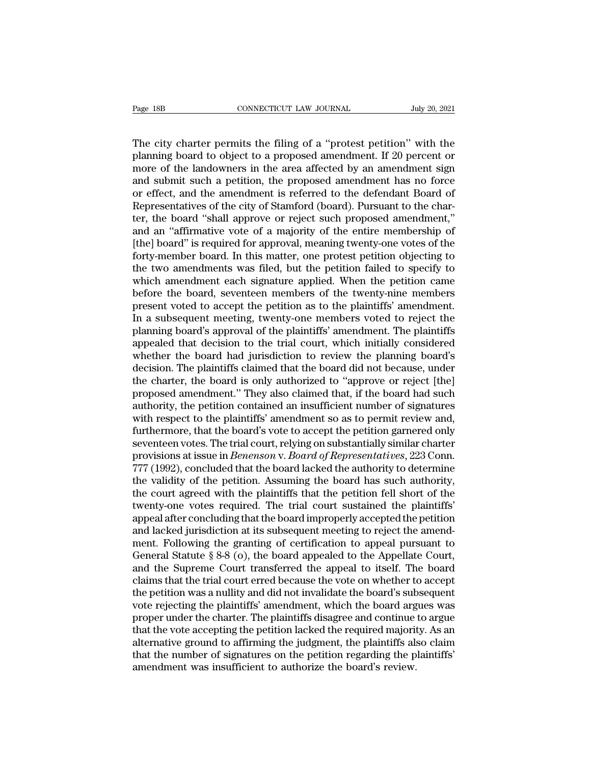The city charter permits the filing of a "protest petition" with the planning board to object to a proposed amendment. If 20 percent or more of the landowners in the area affected by an amendment sign and submit such a petition, the proposed amendment has no force or effect, and the amendment is referred to the defendant Board of Representatives of the city of Stamford (board). Pursuant to the charter, the board "shall approve or reject such proposed amendment," and an "affirmative vote of a majority of the entire membership of [the] board" is required for approval, meaning twenty-one votes of the forty-member board. In this matter, one protest petition objecting to the two amendments was filed, but the petition failed to specify to which amendment each signature applied. When the petition came before the board, seventeen members of the twenty-nine members present voted to accept the petition as to the plaintiffs' amendment. In a subsequent meeting, twenty-one members voted to reject the planning board's approval of the plaintiffs' amendment. The plaintiffs appealed that decision to the trial court, which initially considered whether the board had jurisdiction to review the planning board's decision. The plaintiffs claimed that the board did not because, under the charter, the board is only authorized to "approve or reject [the] proposed amendment." They also claimed that, if the board had such authority, the petition contained an insufficient number of signatures with respect to the plaintiffs' amendment so as to permit review and, furthermore, that the board's vote to accept the petition garnered only seventeen votes. The trial court, relying on substantially similar charter provisions at issue in *Benenson* v. *Board of Representatives*, 223 Conn. 777 (1992), concluded that the board lacked the authority to determine the validity of the petition. Assuming the board has such authority, the court agreed with the plaintiffs that the petition fell short of the twenty-one votes required. The trial court sustained the plaintiffs' appeal after concluding that the board improperly accepted the petition and lacked jurisdiction at its subsequent meeting to reject the amendment. Following the granting of certification to appeal pursuant to General Statute § 8-8 (o), the board appealed to the Appellate Court, and the Supreme Court transferred the appeal to itself. The board claims that the trial court erred because the vote on whether to accept the petition was a nullity and did not invalidate the board's subsequent vote rejecting the plaintiffs' amendment, which the board argues was proper under the charter. The plaintiffs disagree and continue to argue that the vote accepting the petition lacked the required majority. As an alternative ground to affirming the judgment, the plaintiffs also claim that the number of signatures on the petition regarding the plaintiffs' amendment was insufficient to authorize the board's review.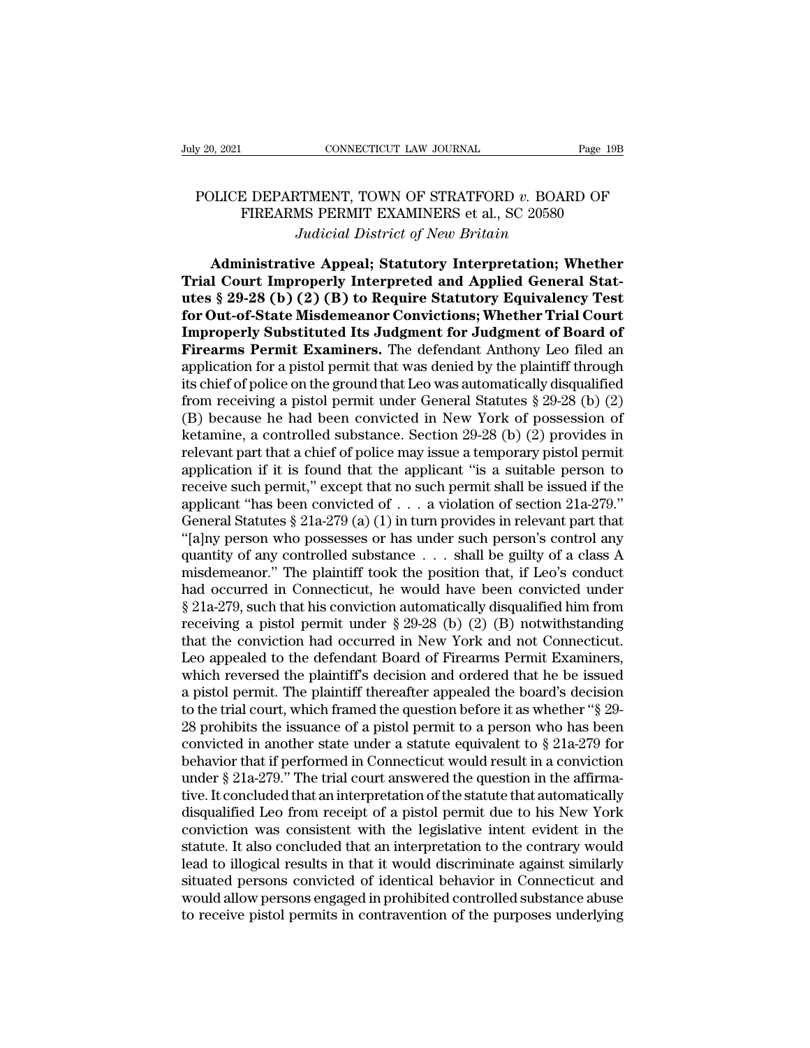POLICE DEPARTMENT, TOWN OF STRATFORD *v.* BOARD OF FIREARMS PERMIT EXAMINERS et al., SC 20580

*Judicial District of New Britain*

**Administrative Appeal; Statutory Interpretation; Whether Trial Court Improperly Interpreted and Applied General Statutes § 29-28 (b) (2) (B) to Require Statutory Equivalency Test for Out-of-State Misdemeanor Convictions; Whether Trial Court Improperly Substituted Its Judgment for Judgment of Board of Firearms Permit Examiners.** The defendant Anthony Leo filed an application for a pistol permit that was denied by the plaintiff through its chief of police on the ground that Leo was automatically disqualified from receiving a pistol permit under General Statutes § 29-28 (b) (2) (B) because he had been convicted in New York of possession of ketamine, a controlled substance. Section 29-28 (b) (2) provides in relevant part that a chief of police may issue a temporary pistol permit application if it is found that the applicant "is a suitable person to receive such permit," except that no such permit shall be issued if the applicant "has been convicted of . . . a violation of section 21a-279." General Statutes § 21a-279 (a) (1) in turn provides in relevant part that "[a]ny person who possesses or has under such person's control any quantity of any controlled substance . . . shall be guilty of a class A misdemeanor." The plaintiff took the position that, if Leo's conduct had occurred in Connecticut, he would have been convicted under § 21a-279, such that his conviction automatically disqualified him from receiving a pistol permit under § 29-28 (b) (2) (B) notwithstanding that the conviction had occurred in New York and not Connecticut. Leo appealed to the defendant Board of Firearms Permit Examiners, which reversed the plaintiff's decision and ordered that he be issued a pistol permit. The plaintiff thereafter appealed the board's decision to the trial court, which framed the question before it as whether "§ 29-28 prohibits the issuance of a pistol permit to a person who has been convicted in another state under a statute equivalent to § 21a-279 for behavior that if performed in Connecticut would result in a conviction under § 21a-279." The trial court answered the question in the affirmative. It concluded that an interpretation of the statute that automatically disqualified Leo from receipt of a pistol permit due to his New York conviction was consistent with the legislative intent evident in the statute. It also concluded that an interpretation to the contrary would lead to illogical results in that it would discriminate against similarly situated persons convicted of identical behavior in Connecticut and would allow persons engaged in prohibited controlled substance abuse to receive pistol permits in contravention of the purposes underlying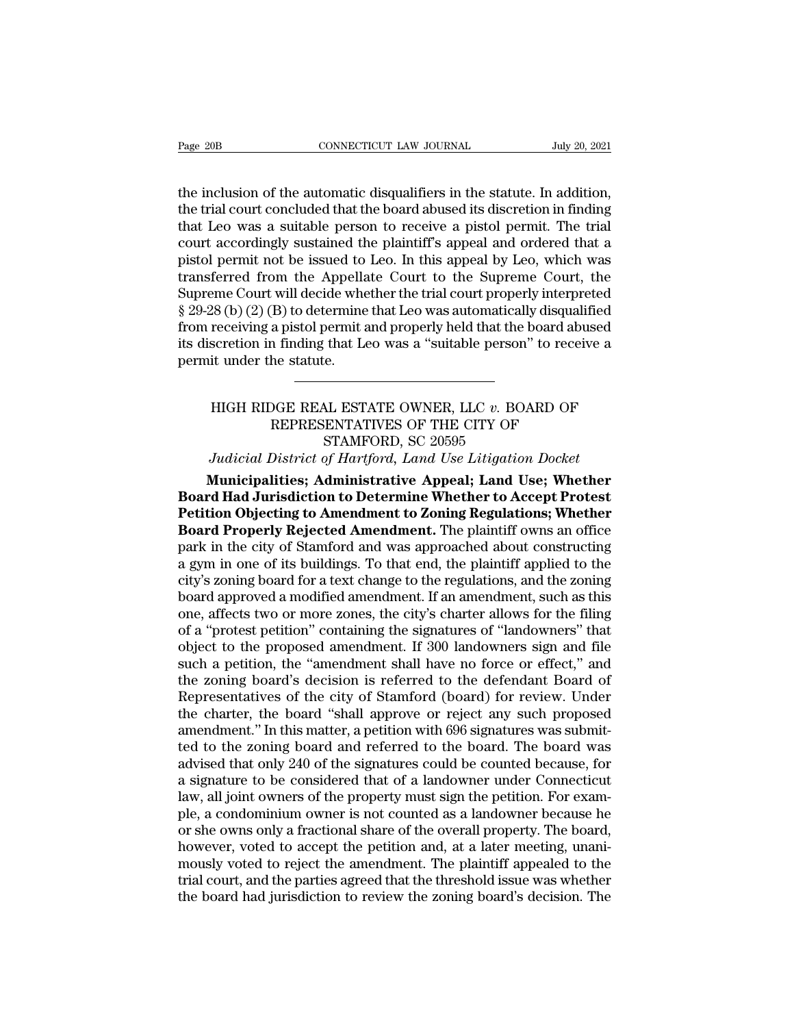the inclusion of the automatic disqualifiers in the statute. In addition, the trial court concluded that the board abused its discretion in finding that Leo was a suitable person to receive a pistol permit. The trial court accordingly sustained the plaintiff's appeal and ordered that a pistol permit not be issued to Leo. In this appeal by Leo, which was transferred from the Appellate Court to the Supreme Court, the Supreme Court will decide whether the trial court properly interpreted § 29-28 (b) (2) (B) to determine that Leo was automatically disqualified from receiving a pistol permit and properly held that the board abused its discretion in finding that Leo was a "suitable person" to receive a permit under the statute.

---

HIGH RIDGE REAL ESTATE OWNER, LLC *v.* BOARD OF REPRESENTATIVES OF THE CITY OF STAMFORD, SC 20595

*Judicial District of Hartford, Land Use Litigation Docket*

**Municipalities; Administrative Appeal; Land Use; Whether Board Had Jurisdiction to Determine Whether to Accept Protest Petition Objecting to Amendment to Zoning Regulations; Whether Board Properly Rejected Amendment.** The plaintiff owns an office park in the city of Stamford and was approached about constructing a gym in one of its buildings. To that end, the plaintiff applied to the city's zoning board for a text change to the regulations, and the zoning board approved a modified amendment. If an amendment, such as this one, affects two or more zones, the city's charter allows for the filing of a "protest petition" containing the signatures of "landowners" that object to the proposed amendment. If 300 landowners sign and file such a petition, the "amendment shall have no force or effect," and the zoning board's decision is referred to the defendant Board of Representatives of the city of Stamford (board) for review. Under the charter, the board "shall approve or reject any such proposed amendment." In this matter, a petition with 696 signatures was submitted to the zoning board and referred to the board. The board was advised that only 240 of the signatures could be counted because, for a signature to be considered that of a landowner under Connecticut law, all joint owners of the property must sign the petition. For example, a condominium owner is not counted as a landowner because he or she owns only a fractional share of the overall property. The board, however, voted to accept the petition and, at a later meeting, unanimously voted to reject the amendment. The plaintiff appealed to the trial court, and the parties agreed that the threshold issue was whether the board had jurisdiction to review the zoning board's decision. The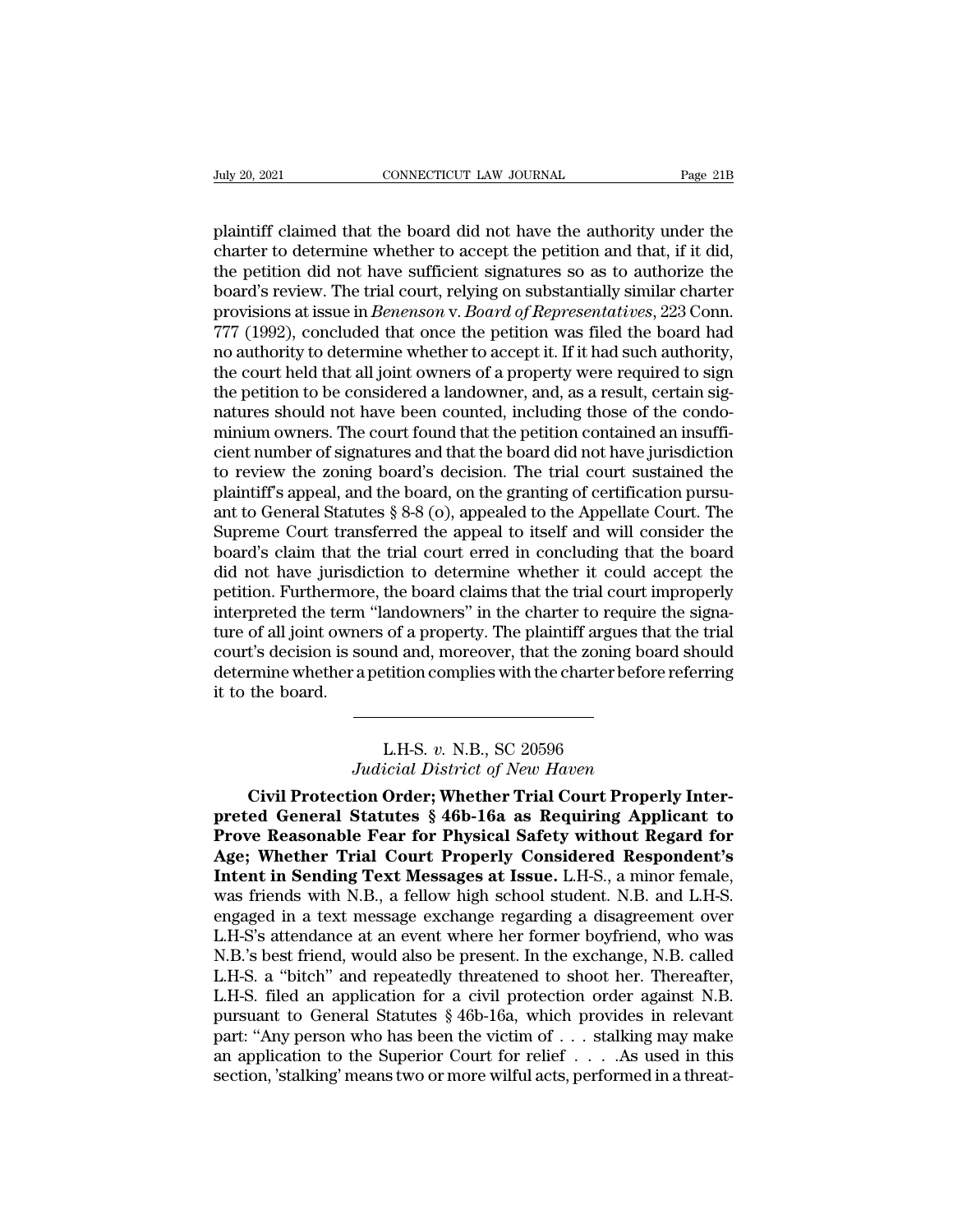plaintiff claimed that the board did not have the authority under the charter to determine whether to accept the petition and that, if it did, the petition did not have sufficient signatures so as to authorize the board's review. The trial court, relying on substantially similar charter provisions at issue in *Benenson* v. *Board of Representatives*, 223 Conn. 777 (1992), concluded that once the petition was filed the board had no authority to determine whether to accept it. If it had such authority, the court held that all joint owners of a property were required to sign the petition to be considered a landowner, and, as a result, certain signatures should not have been counted, including those of the condominium owners. The court found that the petition contained an insufficient number of signatures and that the board did not have jurisdiction to review the zoning board's decision. The trial court sustained the plaintiff's appeal, and the board, on the granting of certification pursuant to General Statutes § 8-8 (o), appealed to the Appellate Court. The Supreme Court transferred the appeal to itself and will consider the board's claim that the trial court erred in concluding that the board did not have jurisdiction to determine whether it could accept the petition. Furthermore, the board claims that the trial court improperly interpreted the term "landowners" in the charter to require the signature of all joint owners of a property. The plaintiff argues that the trial court's decision is sound and, moreover, that the zoning board should determine whether a petition complies with the charter before referring it to the board.

---

L.H-S. *v.* N.B., SC 20596
*Judicial District of New Haven*

**Civil Protection Order; Whether Trial Court Properly Interpreted General Statutes § 46b-16a as Requiring Applicant to Prove Reasonable Fear for Physical Safety without Regard for Age; Whether Trial Court Properly Considered Respondent's Intent in Sending Text Messages at Issue.** L.H-S., a minor female, was friends with N.B., a fellow high school student. N.B. and L.H-S. engaged in a text message exchange regarding a disagreement over L.H-S's attendance at an event where her former boyfriend, who was N.B.'s best friend, would also be present. In the exchange, N.B. called L.H-S. a "bitch" and repeatedly threatened to shoot her. Thereafter, L.H-S. filed an application for a civil protection order against N.B. pursuant to General Statutes § 46b-16a, which provides in relevant part: "Any person who has been the victim of . . . stalking may make an application to the Superior Court for relief . . . .As used in this section, 'stalking' means two or more wilful acts, performed in a threat-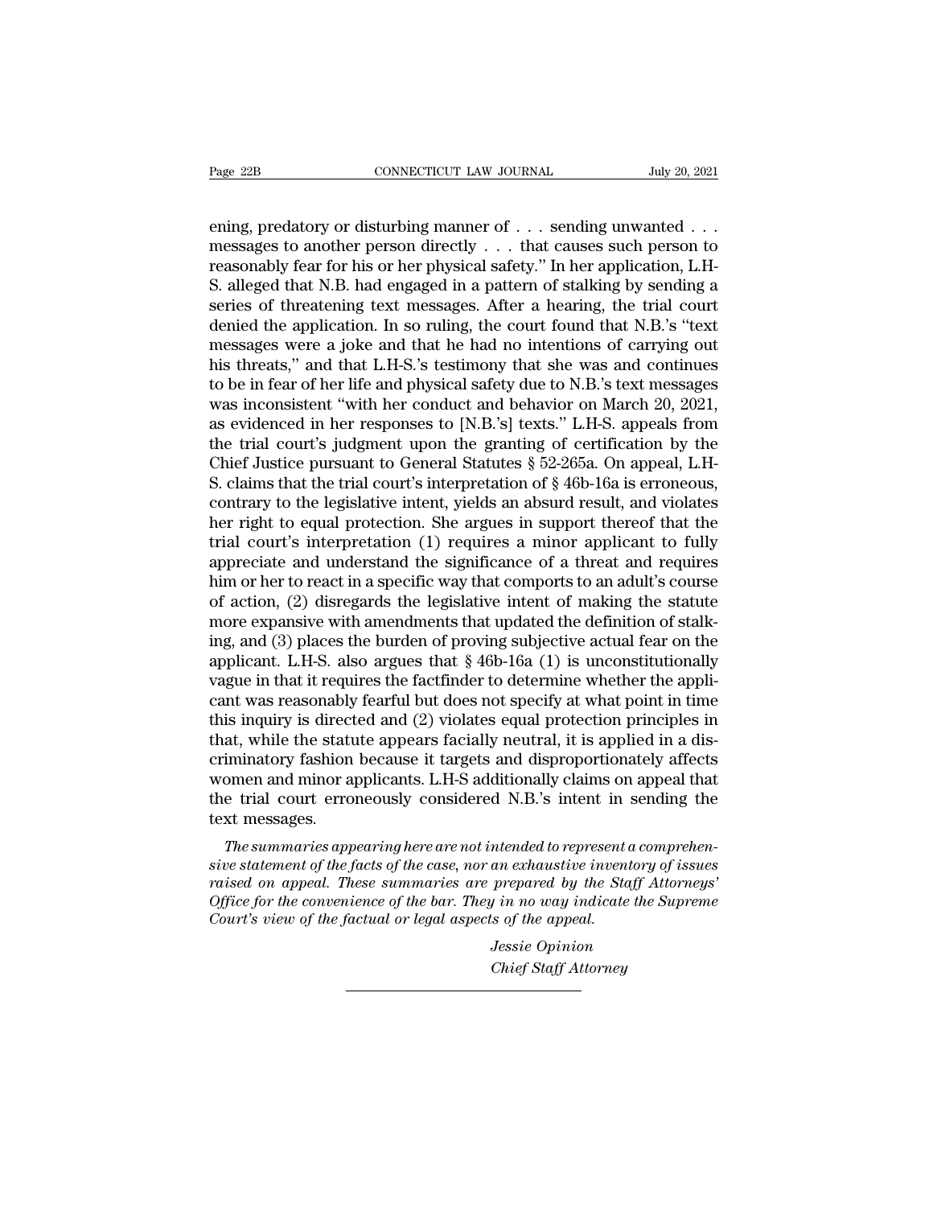ening, predatory or disturbing manner of . . . sending unwanted . . . messages to another person directly . . . that causes such person to reasonably fear for his or her physical safety." In her application, L.H-S. alleged that N.B. had engaged in a pattern of stalking by sending a series of threatening text messages. After a hearing, the trial court denied the application. In so ruling, the court found that N.B.'s "text messages were a joke and that he had no intentions of carrying out his threats," and that L.H-S.'s testimony that she was and continues to be in fear of her life and physical safety due to N.B.'s text messages was inconsistent "with her conduct and behavior on March 20, 2021, as evidenced in her responses to [N.B.'s] texts." L.H-S. appeals from the trial court's judgment upon the granting of certification by the Chief Justice pursuant to General Statutes § 52-265a. On appeal, L.H-S. claims that the trial court's interpretation of § 46b-16a is erroneous, contrary to the legislative intent, yields an absurd result, and violates her right to equal protection. She argues in support thereof that the trial court's interpretation (1) requires a minor applicant to fully appreciate and understand the significance of a threat and requires him or her to react in a specific way that comports to an adult's course of action, (2) disregards the legislative intent of making the statute more expansive with amendments that updated the definition of stalking, and (3) places the burden of proving subjective actual fear on the applicant. L.H-S. also argues that § 46b-16a (1) is unconstitutionally vague in that it requires the factfinder to determine whether the applicant was reasonably fearful but does not specify at what point in time this inquiry is directed and (2) violates equal protection principles in that, while the statute appears facially neutral, it is applied in a discriminatory fashion because it targets and disproportionately affects women and minor applicants. L.H-S additionally claims on appeal that the trial court erroneously considered N.B.'s intent in sending the text messages.

*The summaries appearing here are not intended to represent a comprehensive statement of the facts of the case, nor an exhaustive inventory of issues raised on appeal. These summaries are prepared by the Staff Attorneys' Office for the convenience of the bar. They in no way indicate the Supreme Court's view of the factual or legal aspects of the appeal.*

*Jessie Opinion*
*Chief Staff Attorney*